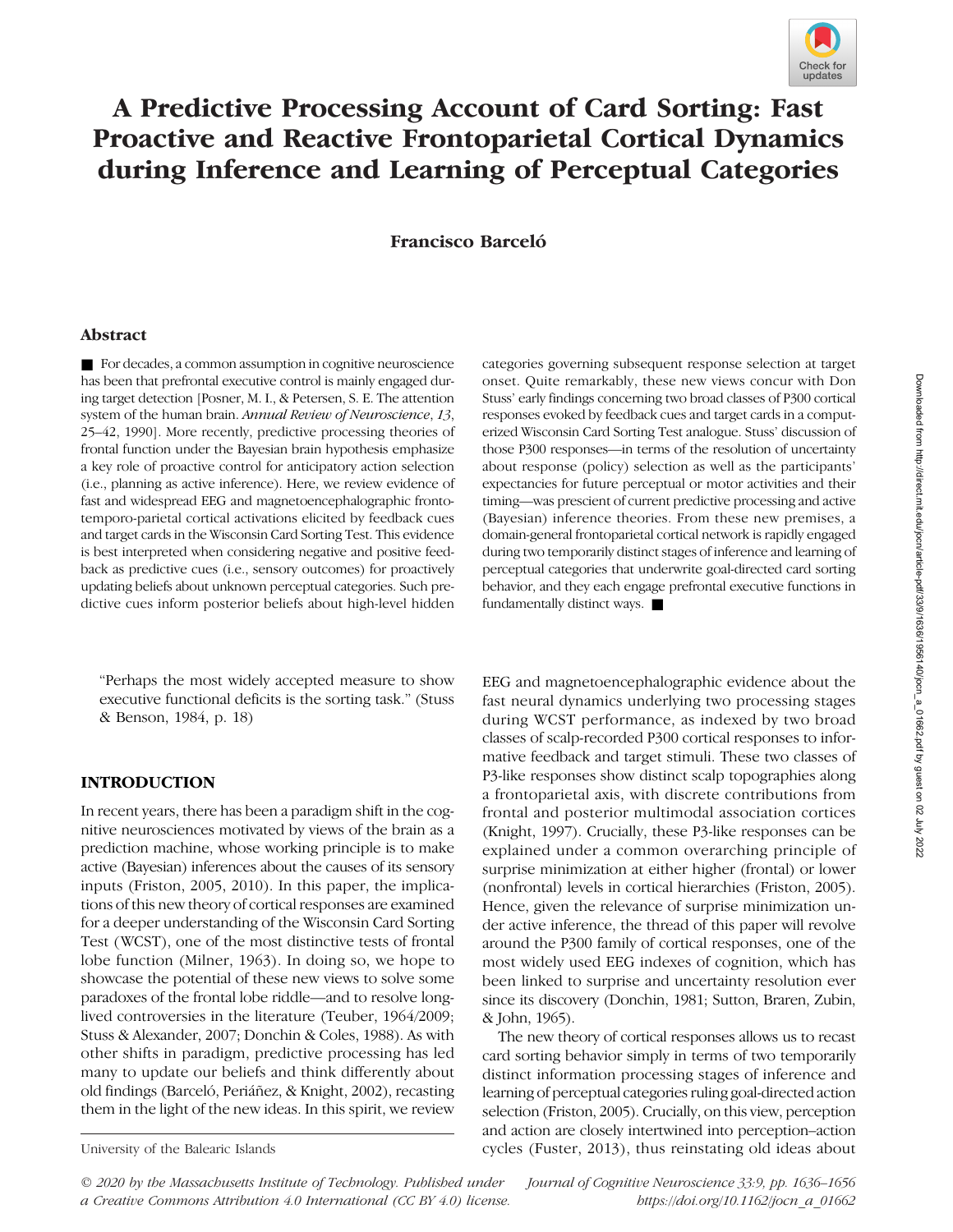# A Predictive Processing Account of Card Sorting: Fast Proactive and Reactive Frontoparietal Cortical Dynamics during Inference and Learning of Perceptual Categories

**Francisco Barceló**

## Abstract

■ For decades, a common assumption in cognitive neuroscience has been that prefrontal executive control is mainly engaged during target detection [Posner, M. I., & Petersen, S. E. The attention system of the human brain. *Annual Review of Neuroscience*, *13*, 25–42, 1990]. More recently, predictive processing theories of frontal function under the Bayesian brain hypothesis emphasize a key role of proactive control for anticipatory action selection (i.e., planning as active inference). Here, we review evidence of fast and widespread EEG and magnetoencephalographic frontotemporo-parietal cortical activations elicited by feedback cues and target cards in the Wisconsin Card Sorting Test. This evidence is best interpreted when considering negative and positive feedback as predictive cues (i.e., sensory outcomes) for proactively updating beliefs about unknown perceptual categories. Such predictive cues inform posterior beliefs about high-level hidden categories governing subsequent response selection at target onset. Quite remarkably, these new views concur with Don Stuss' early findings concerning two broad classes of P300 cortical responses evoked by feedback cues and target cards in a computerized Wisconsin Card Sorting Test analogue. Stuss' discussion of those P300 responses—in terms of the resolution of uncertainty about response (policy) selection as well as the participants' expectancies for future perceptual or motor activities and their timing—was prescient of current predictive processing and active (Bayesian) inference theories. From these new premises, a domain-general frontoparietal cortical network is rapidly engaged during two temporarily distinct stages of inference and learning of perceptual categories that underwrite goal-directed card sorting behavior, and they each engage prefrontal executive functions in fundamentally distinct ways. ■

> "Perhaps the most widely accepted measure to show executive functional deficits is the sorting task." (Stuss & Benson, 1984, p. 18)

## INTRODUCTION

In recent years, there has been a paradigm shift in the cognitive neurosciences motivated by views of the brain as a prediction machine, whose working principle is to make active (Bayesian) inferences about the causes of its sensory inputs (Friston, 2005, 2010). In this paper, the implications of this new theory of cortical responses are examined for a deeper understanding of the Wisconsin Card Sorting Test (WCST), one of the most distinctive tests of frontal lobe function (Milner, 1963). In doing so, we hope to showcase the potential of these new views to solve some paradoxes of the frontal lobe riddle—and to resolve long-lived controversies in the literature (Teuber, 1964/2009; Stuss & Alexander, 2007; Donchin & Coles, 1988). As with other shifts in paradigm, predictive processing has led many to update our beliefs and think differently about old findings (Barceló, Periáñez, & Knight, 2002), recasting them in the light of the new ideas. In this spirit, we review EEG and magnetoencephalographic evidence about the fast neural dynamics underlying two processing stages during WCST performance, as indexed by two broad classes of scalp-recorded P300 cortical responses to informative feedback and target stimuli. These two classes of P3-like responses show distinct scalp topographies along a frontoparietal axis, with discrete contributions from frontal and posterior multimodal association cortices (Knight, 1997). Crucially, these P3-like responses can be explained under a common overarching principle of surprise minimization at either higher (frontal) or lower (nonfrontal) levels in cortical hierarchies (Friston, 2005). Hence, given the relevance of surprise minimization under active inference, the thread of this paper will revolve around the P300 family of cortical responses, one of the most widely used EEG indexes of cognition, which has been linked to surprise and uncertainty resolution ever since its discovery (Donchin, 1981; Sutton, Braren, Zubin, & John, 1965).

The new theory of cortical responses allows us to recast card sorting behavior simply in terms of two temporarily distinct information processing stages of inference and learning of perceptual categories ruling goal-directed action selection (Friston, 2005). Crucially, on this view, perception and action are closely intertwined into perception–action cycles (Fuster, 2013), thus reinstating old ideas about

University of the Balearic Islands

© 2020 by the Massachusetts Institute of Technology. Published under a Creative Commons Attribution 4.0 International (CC BY 4.0) license.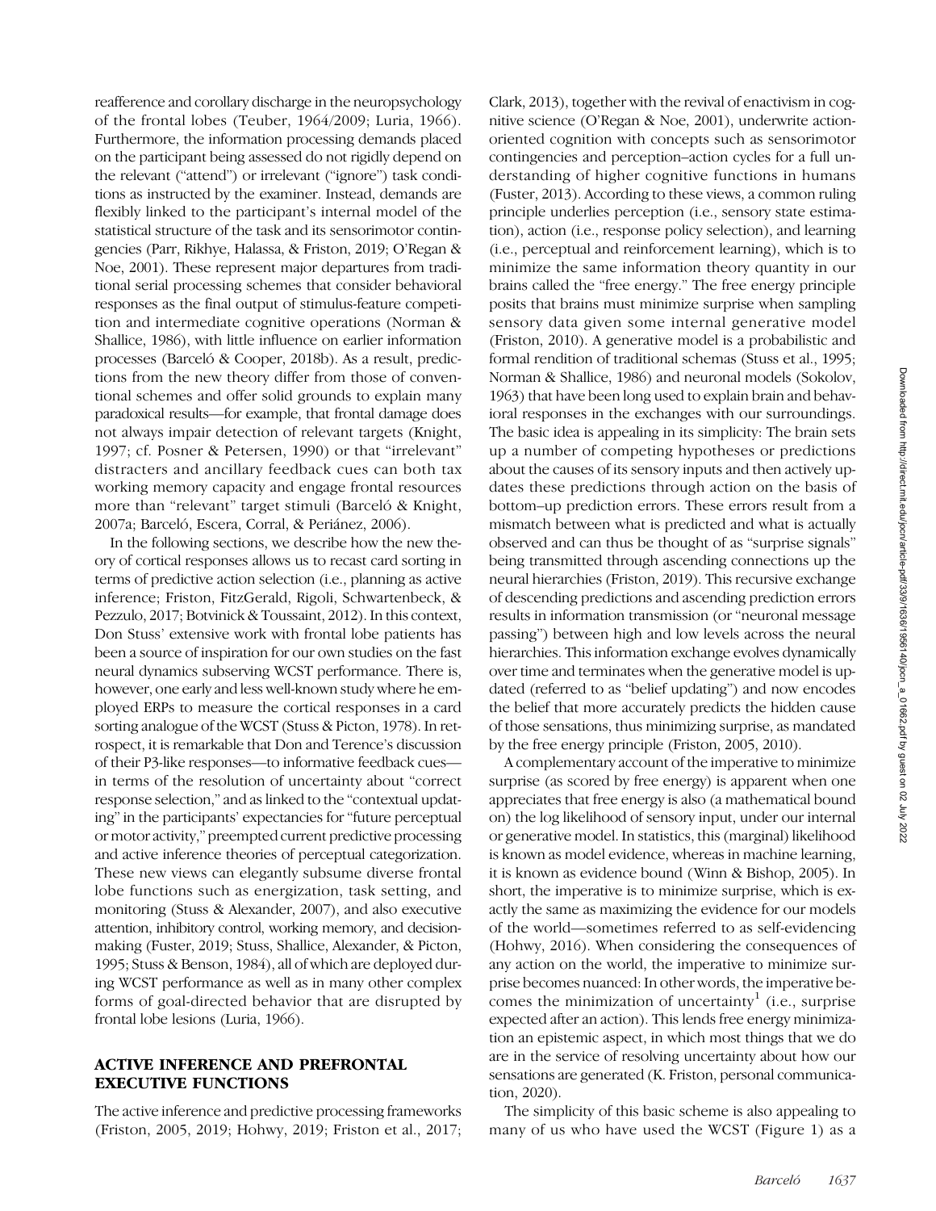reafference and corollary discharge in the neuropsychology of the frontal lobes (Teuber, 1964/2009; Luria, 1966). Furthermore, the information processing demands placed on the participant being assessed do not rigidly depend on the relevant ("attend") or irrelevant ("ignore") task conditions as instructed by the examiner. Instead, demands are flexibly linked to the participant's internal model of the statistical structure of the task and its sensorimotor contingencies (Parr, Rikhye, Halassa, & Friston, 2019; O'Regan & Noe, 2001). These represent major departures from traditional serial processing schemes that consider behavioral responses as the final output of stimulus-feature competition and intermediate cognitive operations (Norman & Shallice, 1986), with little influence on earlier information processes (Barceló & Cooper, 2018b). As a result, predictions from the new theory differ from those of conventional schemes and offer solid grounds to explain many paradoxical results—for example, that frontal damage does not always impair detection of relevant targets (Knight, 1997; cf. Posner & Petersen, 1990) or that "irrelevant" distracters and ancillary feedback cues can both tax working memory capacity and engage frontal resources more than "relevant" target stimuli (Barceló & Knight, 2007a; Barceló, Escera, Corral, & Periánez, 2006).

In the following sections, we describe how the new theory of cortical responses allows us to recast card sorting in terms of predictive action selection (i.e., planning as active inference; Friston, FitzGerald, Rigoli, Schwartenbeck, & Pezzulo, 2017; Botvinick & Toussaint, 2012). In this context, Don Stuss' extensive work with frontal lobe patients has been a source of inspiration for our own studies on the fast neural dynamics subserving WCST performance. There is, however, one early and less well-known study where he employed ERPs to measure the cortical responses in a card sorting analogue of the WCST (Stuss & Picton, 1978). In retrospect, it is remarkable that Don and Terence's discussion of their P3-like responses—to informative feedback cues—in terms of the resolution of uncertainty about "correct response selection," and as linked to the "contextual updating" in the participants' expectancies for "future perceptual or motor activity," preempted current predictive processing and active inference theories of perceptual categorization. These new views can elegantly subsume diverse frontal lobe functions such as energization, task setting, and monitoring (Stuss & Alexander, 2007), and also executive attention, inhibitory control, working memory, and decision-making (Fuster, 2019; Stuss, Shallice, Alexander, & Picton, 1995; Stuss & Benson, 1984), all of which are deployed during WCST performance as well as in many other complex forms of goal-directed behavior that are disrupted by frontal lobe lesions (Luria, 1966).

## ACTIVE INFERENCE AND PREFRONTAL EXECUTIVE FUNCTIONS

The active inference and predictive processing frameworks (Friston, 2005, 2019; Hohwy, 2019; Friston et al., 2017; Clark, 2013), together with the revival of enactivism in cognitive science (O'Regan & Noe, 2001), underwrite action-oriented cognition with concepts such as sensorimotor contingencies and perception–action cycles for a full understanding of higher cognitive functions in humans (Fuster, 2013). According to these views, a common ruling principle underlies perception (i.e., sensory state estimation), action (i.e., response policy selection), and learning (i.e., perceptual and reinforcement learning), which is to minimize the same information theory quantity in our brains called the "free energy." The free energy principle posits that brains must minimize surprise when sampling sensory data given some internal generative model (Friston, 2010). A generative model is a probabilistic and formal rendition of traditional schemas (Stuss et al., 1995; Norman & Shallice, 1986) and neuronal models (Sokolov, 1963) that have been long used to explain brain and behavioral responses in the exchanges with our surroundings. The basic idea is appealing in its simplicity: The brain sets up a number of competing hypotheses or predictions about the causes of its sensory inputs and then actively updates these predictions through action on the basis of bottom–up prediction errors. These errors result from a mismatch between what is predicted and what is actually observed and can thus be thought of as "surprise signals" being transmitted through ascending connections up the neural hierarchies (Friston, 2019). This recursive exchange of descending predictions and ascending prediction errors results in information transmission (or "neuronal message passing") between high and low levels across the neural hierarchies. This information exchange evolves dynamically over time and terminates when the generative model is updated (referred to as "belief updating") and now encodes the belief that more accurately predicts the hidden cause of those sensations, thus minimizing surprise, as mandated by the free energy principle (Friston, 2005, 2010).

A complementary account of the imperative to minimize surprise (as scored by free energy) is apparent when one appreciates that free energy is also (a mathematical bound on) the log likelihood of sensory input, under our internal or generative model. In statistics, this (marginal) likelihood is known as model evidence, whereas in machine learning, it is known as evidence bound (Winn & Bishop, 2005). In short, the imperative is to minimize surprise, which is exactly the same as maximizing the evidence for our models of the world—sometimes referred to as self-evidencing (Hohwy, 2016). When considering the consequences of any action on the world, the imperative to minimize surprise becomes nuanced: In other words, the imperative becomes the minimization of uncertainty[1] (i.e., surprise expected after an action). This lends free energy minimization an epistemic aspect, in which most things that we do are in the service of resolving uncertainty about how our sensations are generated (K. Friston, personal communication, 2020).

The simplicity of this basic scheme is also appealing to many of us who have used the WCST (Figure 1) as a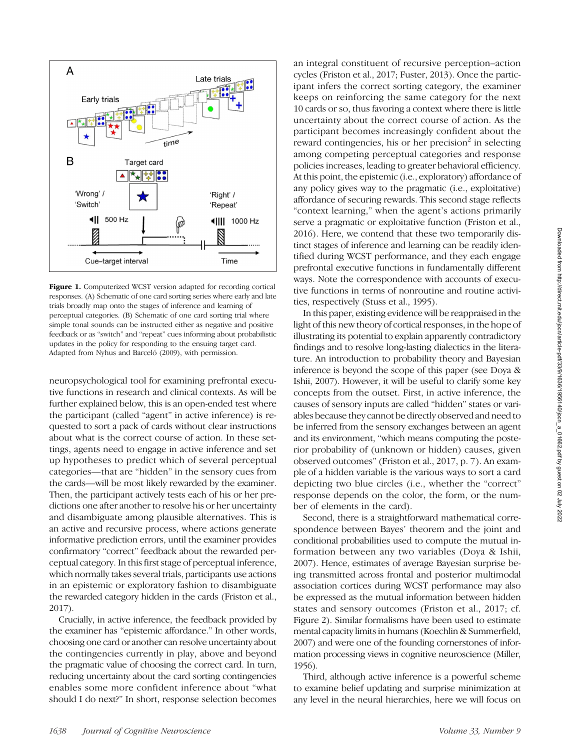**Figure 1.** Computerized WCST version adapted for recording cortical responses. (A) Schematic of one card sorting series where early and late trials broadly map onto the stages of inference and learning of perceptual categories. (B) Schematic of one card sorting trial where simple tonal sounds can be instructed either as negative and positive feedback or as "switch" and "repeat" cues informing about probabilistic updates in the policy for responding to the ensuing target card. Adapted from Nyhus and Barceló (2009), with permission.

neuropsychological tool for examining prefrontal executive functions in research and clinical contexts. As will be further explained below, this is an open-ended test where the participant (called "agent" in active inference) is requested to sort a pack of cards without clear instructions about what is the correct course of action. In these settings, agents need to engage in active inference and set up hypotheses to predict which of several perceptual categories—that are "hidden" in the sensory cues from the cards—will be most likely rewarded by the examiner. Then, the participant actively tests each of his or her predictions one after another to resolve his or her uncertainty and disambiguate among plausible alternatives. This is an active and recursive process, where actions generate informative prediction errors, until the examiner provides confirmatory "correct" feedback about the rewarded perceptual category. In this first stage of perceptual inference, which normally takes several trials, participants use actions in an epistemic or exploratory fashion to disambiguate the rewarded category hidden in the cards (Friston et al., 2017).

Crucially, in active inference, the feedback provided by the examiner has "epistemic affordance." In other words, choosing one card or another can resolve uncertainty about the contingencies currently in play, above and beyond the pragmatic value of choosing the correct card. In turn, reducing uncertainty about the card sorting contingencies enables some more confident inference about "what should I do next?" In short, response selection becomes an integral constituent of recursive perception–action cycles (Friston et al., 2017; Fuster, 2013). Once the participant infers the correct sorting category, the examiner keeps on reinforcing the same category for the next 10 cards or so, thus favoring a context where there is little uncertainty about the correct course of action. As the participant becomes increasingly confident about the reward contingencies, his or her precision[2] in selecting among competing perceptual categories and response policies increases, leading to greater behavioral efficiency. At this point, the epistemic (i.e., exploratory) affordance of any policy gives way to the pragmatic (i.e., exploitative) affordance of securing rewards. This second stage reflects "context learning," when the agent's actions primarily serve a pragmatic or exploitative function (Friston et al., 2016). Here, we contend that these two temporarily distinct stages of inference and learning can be readily identified during WCST performance, and they each engage prefrontal executive functions in fundamentally different ways. Note the correspondence with accounts of executive functions in terms of nonroutine and routine activities, respectively (Stuss et al., 1995).

In this paper, existing evidence will be reappraised in the light of this new theory of cortical responses, in the hope of illustrating its potential to explain apparently contradictory findings and to resolve long-lasting dialectics in the literature. An introduction to probability theory and Bayesian inference is beyond the scope of this paper (see Doya & Ishii, 2007). However, it will be useful to clarify some key concepts from the outset. First, in active inference, the causes of sensory inputs are called "hidden" states or variables because they cannot be directly observed and need to be inferred from the sensory exchanges between an agent and its environment, "which means computing the posterior probability of (unknown or hidden) causes, given observed outcomes" (Friston et al., 2017, p. 7). An example of a hidden variable is the various ways to sort a card depicting two blue circles (i.e., whether the "correct" response depends on the color, the form, or the number of elements in the card).

Second, there is a straightforward mathematical correspondence between Bayes' theorem and the joint and conditional probabilities used to compute the mutual information between any two variables (Doya & Ishii, 2007). Hence, estimates of average Bayesian surprise being transmitted across frontal and posterior multimodal association cortices during WCST performance may also be expressed as the mutual information between hidden states and sensory outcomes (Friston et al., 2017; cf. Figure 2). Similar formalisms have been used to estimate mental capacity limits in humans (Koechlin & Summerfield, 2007) and were one of the founding cornerstones of information processing views in cognitive neuroscience (Miller, 1956).

Third, although active inference is a powerful scheme to examine belief updating and surprise minimization at any level in the neural hierarchies, here we will focus on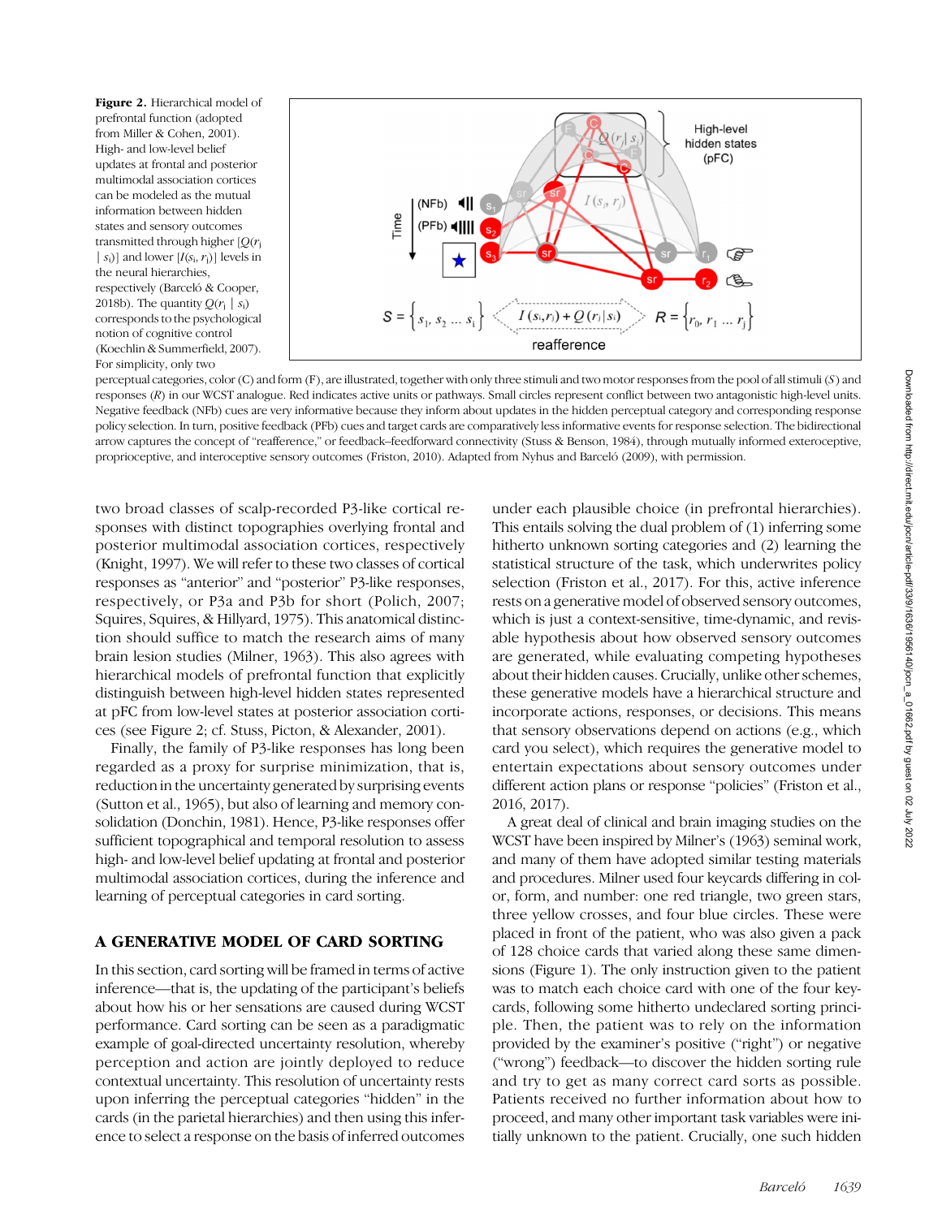**Figure 2.** Hierarchical model of prefrontal function (adopted from Miller & Cohen, 2001). High- and low-level belief updates at frontal and posterior multimodal association cortices can be modeled as the mutual information between hidden states and sensory outcomes transmitted through higher [$Q(r_j \mid s_i)$] and lower [$I(s_i, r_j)$] levels in the neural hierarchies, respectively (Barceló & Cooper, 2018b). The quantity $Q(r_j \mid s_i)$ corresponds to the psychological notion of cognitive control (Koechlin & Summerfield, 2007). For simplicity, only two perceptual categories, color (C) and form (F), are illustrated, together with only three stimuli and two motor responses from the pool of all stimuli ($S$) and responses ($R$) in our WCST analogue. Red indicates active units or pathways. Small circles represent conflict between two antagonistic high-level units. Negative feedback (NFb) cues are very informative because they inform about updates in the hidden perceptual category and corresponding response policy selection. In turn, positive feedback (PFb) cues and target cards are comparatively less informative events for response selection. The bidirectional arrow captures the concept of "reafference," or feedback–feedforward connectivity (Stuss & Benson, 1984), through mutually informed exteroceptive, proprioceptive, and interoceptive sensory outcomes (Friston, 2010). Adapted from Nyhus and Barceló (2009), with permission.

two broad classes of scalp-recorded P3-like cortical responses with distinct topographies overlying frontal and posterior multimodal association cortices, respectively (Knight, 1997). We will refer to these two classes of cortical responses as "anterior" and "posterior" P3-like responses, respectively, or P3a and P3b for short (Polich, 2007; Squires, Squires, & Hillyard, 1975). This anatomical distinction should suffice to match the research aims of many brain lesion studies (Milner, 1963). This also agrees with hierarchical models of prefrontal function that explicitly distinguish between high-level hidden states represented at pFC from low-level states at posterior association cortices (see Figure 2; cf. Stuss, Picton, & Alexander, 2001).

Finally, the family of P3-like responses has long been regarded as a proxy for surprise minimization, that is, reduction in the uncertainty generated by surprising events (Sutton et al., 1965), but also of learning and memory consolidation (Donchin, 1981). Hence, P3-like responses offer sufficient topographical and temporal resolution to assess high- and low-level belief updating at frontal and posterior multimodal association cortices, during the inference and learning of perceptual categories in card sorting.

## A GENERATIVE MODEL OF CARD SORTING

In this section, card sorting will be framed in terms of active inference—that is, the updating of the participant's beliefs about how his or her sensations are caused during WCST performance. Card sorting can be seen as a paradigmatic example of goal-directed uncertainty resolution, whereby perception and action are jointly deployed to reduce contextual uncertainty. This resolution of uncertainty rests upon inferring the perceptual categories "hidden" in the cards (in the parietal hierarchies) and then using this inference to select a response on the basis of inferred outcomes under each plausible choice (in prefrontal hierarchies). This entails solving the dual problem of (1) inferring some hitherto unknown sorting categories and (2) learning the statistical structure of the task, which underwrites policy selection (Friston et al., 2017). For this, active inference rests on a generative model of observed sensory outcomes, which is just a context-sensitive, time-dynamic, and revisable hypothesis about how observed sensory outcomes are generated, while evaluating competing hypotheses about their hidden causes. Crucially, unlike other schemes, these generative models have a hierarchical structure and incorporate actions, responses, or decisions. This means that sensory observations depend on actions (e.g., which card you select), which requires the generative model to entertain expectations about sensory outcomes under different action plans or response "policies" (Friston et al., 2016, 2017).

A great deal of clinical and brain imaging studies on the WCST have been inspired by Milner's (1963) seminal work, and many of them have adopted similar testing materials and procedures. Milner used four keycards differing in color, form, and number: one red triangle, two green stars, three yellow crosses, and four blue circles. These were placed in front of the patient, who was also given a pack of 128 choice cards that varied along these same dimensions (Figure 1). The only instruction given to the patient was to match each choice card with one of the four keycards, following some hitherto undeclared sorting principle. Then, the patient was to rely on the information provided by the examiner's positive ("right") or negative ("wrong") feedback—to discover the hidden sorting rule and try to get as many correct card sorts as possible. Patients received no further information about how to proceed, and many other important task variables were initially unknown to the patient. Crucially, one such hidden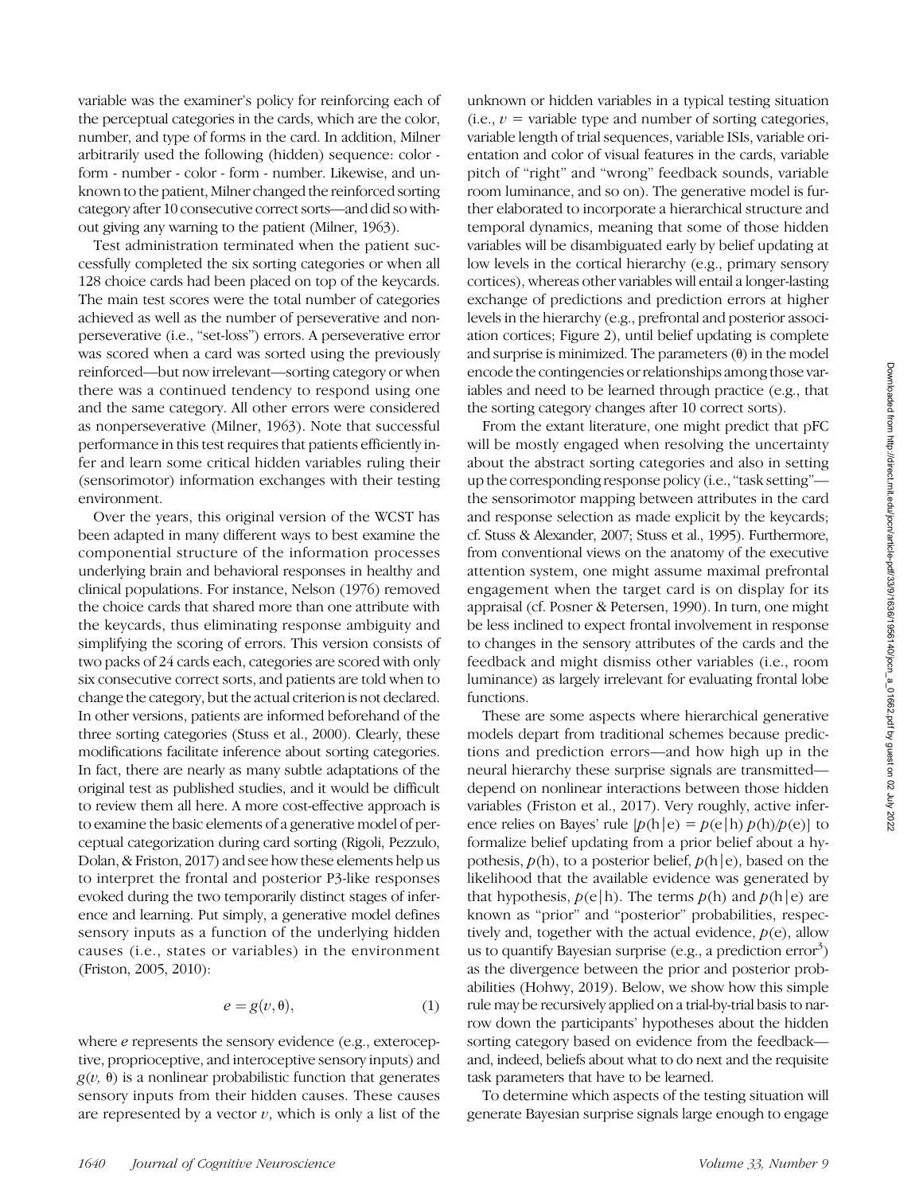variable was the examiner's policy for reinforcing each of the perceptual categories in the cards, which are the color, number, and type of forms in the card. In addition, Milner arbitrarily used the following (hidden) sequence: color - form - number - color - form - number. Likewise, and unknown to the patient, Milner changed the reinforced sorting category after 10 consecutive correct sorts—and did so without giving any warning to the patient (Milner, 1963).

Test administration terminated when the patient successfully completed the six sorting categories or when all 128 choice cards had been placed on top of the keycards. The main test scores were the total number of categories achieved as well as the number of perseverative and nonperseverative (i.e., "set-loss") errors. A perseverative error was scored when a card was sorted using the previously reinforced—but now irrelevant—sorting category or when there was a continued tendency to respond using one and the same category. All other errors were considered as nonperseverative (Milner, 1963). Note that successful performance in this test requires that patients efficiently infer and learn some critical hidden variables ruling their (sensorimotor) information exchanges with their testing environment.

Over the years, this original version of the WCST has been adapted in many different ways to best examine the componential structure of the information processes underlying brain and behavioral responses in healthy and clinical populations. For instance, Nelson (1976) removed the choice cards that shared more than one attribute with the keycards, thus eliminating response ambiguity and simplifying the scoring of errors. This version consists of two packs of 24 cards each, categories are scored with only six consecutive correct sorts, and patients are told when to change the category, but the actual criterion is not declared. In other versions, patients are informed beforehand of the three sorting categories (Stuss et al., 2000). Clearly, these modifications facilitate inference about sorting categories. In fact, there are nearly as many subtle adaptations of the original test as published studies, and it would be difficult to review them all here. A more cost-effective approach is to examine the basic elements of a generative model of perceptual categorization during card sorting (Rigoli, Pezzulo, Dolan, & Friston, 2017) and see how these elements help us to interpret the frontal and posterior P3-like responses evoked during the two temporarily distinct stages of inference and learning. Put simply, a generative model defines sensory inputs as a function of the underlying hidden causes (i.e., states or variables) in the environment (Friston, 2005, 2010):

$$e = g(v, \theta), \tag{1}$$

where $e$ represents the sensory evidence (e.g., exteroceptive, proprioceptive, and interoceptive sensory inputs) and $g(v, \theta)$ is a nonlinear probabilistic function that generates sensory inputs from their hidden causes. These causes are represented by a vector $v$, which is only a list of the unknown or hidden variables in a typical testing situation (i.e., $v$ = variable type and number of sorting categories, variable length of trial sequences, variable ISIs, variable orientation and color of visual features in the cards, variable pitch of "right" and "wrong" feedback sounds, variable room luminance, and so on). The generative model is further elaborated to incorporate a hierarchical structure and temporal dynamics, meaning that some of those hidden variables will be disambiguated early by belief updating at low levels in the cortical hierarchy (e.g., primary sensory cortices), whereas other variables will entail a longer-lasting exchange of predictions and prediction errors at higher levels in the hierarchy (e.g., prefrontal and posterior association cortices; Figure 2), until belief updating is complete and surprise is minimized. The parameters ($\theta$) in the model encode the contingencies or relationships among those variables and need to be learned through practice (e.g., that the sorting category changes after 10 correct sorts).

From the extant literature, one might predict that pFC will be mostly engaged when resolving the uncertainty about the abstract sorting categories and also in setting up the corresponding response policy (i.e., "task setting"—the sensorimotor mapping between attributes in the card and response selection as made explicit by the keycards; cf. Stuss & Alexander, 2007; Stuss et al., 1995). Furthermore, from conventional views on the anatomy of the executive attention system, one might assume maximal prefrontal engagement when the target card is on display for its appraisal (cf. Posner & Petersen, 1990). In turn, one might be less inclined to expect frontal involvement in response to changes in the sensory attributes of the cards and the feedback and might dismiss other variables (i.e., room luminance) as largely irrelevant for evaluating frontal lobe functions.

These are some aspects where hierarchical generative models depart from traditional schemes because predictions and prediction errors—and how high up in the neural hierarchy these surprise signals are transmitted—depend on nonlinear interactions between those hidden variables (Friston et al., 2017). Very roughly, active inference relies on Bayes' rule [$p(\text{h}|\text{e}) = p(\text{e}|\text{h})\, p(\text{h})/p(\text{e})$] to formalize belief updating from a prior belief about a hypothesis, $p(\text{h})$, to a posterior belief, $p(\text{h}|\text{e})$, based on the likelihood that the available evidence was generated by that hypothesis, $p(\text{e}|\text{h})$. The terms $p(\text{h})$ and $p(\text{h}|\text{e})$ are known as "prior" and "posterior" probabilities, respectively and, together with the actual evidence, $p(\text{e})$, allow us to quantify Bayesian surprise (e.g., a prediction error[3]) as the divergence between the prior and posterior probabilities (Hohwy, 2019). Below, we show how this simple rule may be recursively applied on a trial-by-trial basis to narrow down the participants' hypotheses about the hidden sorting category based on evidence from the feedback—and, indeed, beliefs about what to do next and the requisite task parameters that have to be learned.

To determine which aspects of the testing situation will generate Bayesian surprise signals large enough to engage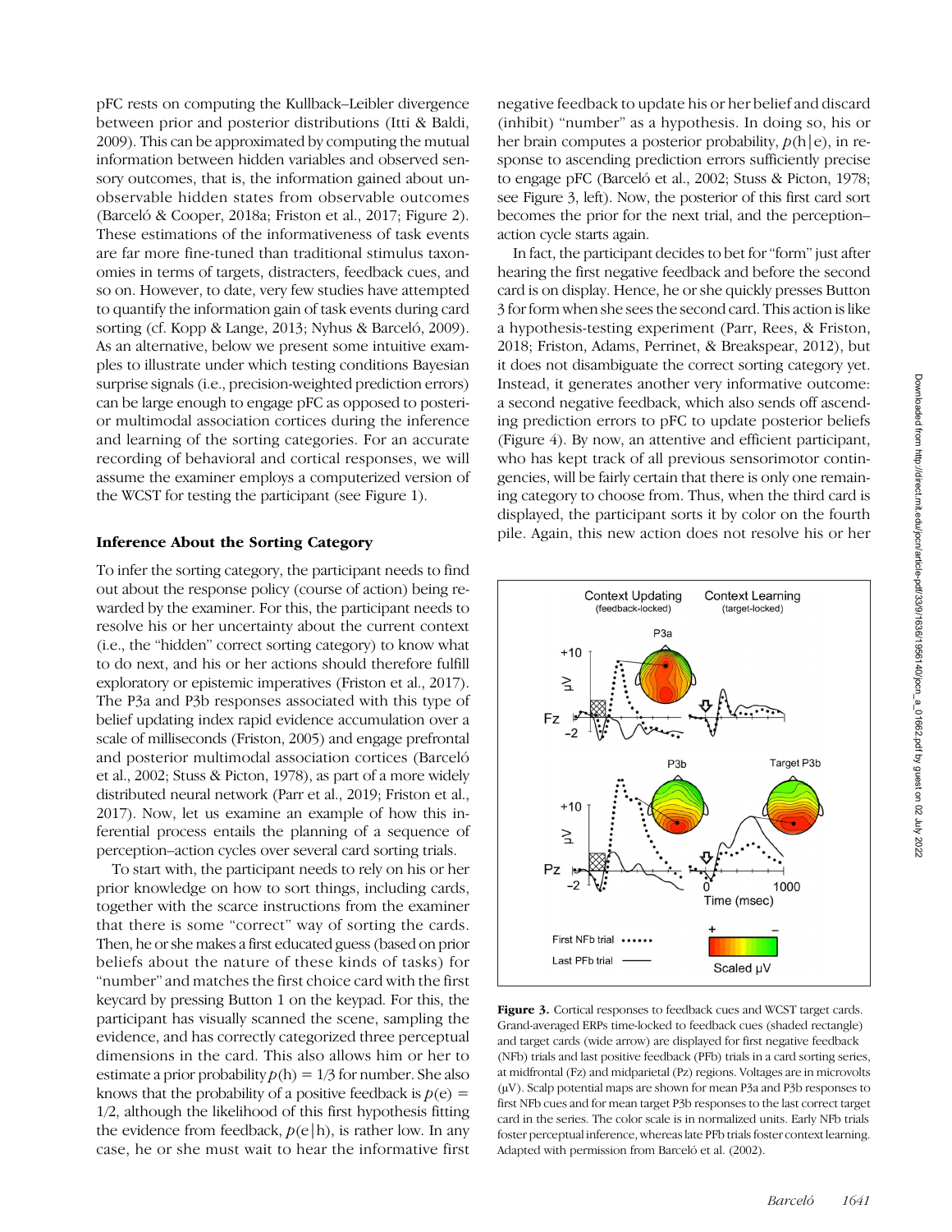pFC rests on computing the Kullback–Leibler divergence between prior and posterior distributions (Itti & Baldi, 2009). This can be approximated by computing the mutual information between hidden variables and observed sensory outcomes, that is, the information gained about unobservable hidden states from observable outcomes (Barceló & Cooper, 2018a; Friston et al., 2017; Figure 2). These estimations of the informativeness of task events are far more fine-tuned than traditional stimulus taxonomies in terms of targets, distracters, feedback cues, and so on. However, to date, very few studies have attempted to quantify the information gain of task events during card sorting (cf. Kopp & Lange, 2013; Nyhus & Barceló, 2009). As an alternative, below we present some intuitive examples to illustrate under which testing conditions Bayesian surprise signals (i.e., precision-weighted prediction errors) can be large enough to engage pFC as opposed to posterior multimodal association cortices during the inference and learning of the sorting categories. For an accurate recording of behavioral and cortical responses, we will assume the examiner employs a computerized version of the WCST for testing the participant (see Figure 1).

### Inference About the Sorting Category

To infer the sorting category, the participant needs to find out about the response policy (course of action) being rewarded by the examiner. For this, the participant needs to resolve his or her uncertainty about the current context (i.e., the "hidden" correct sorting category) to know what to do next, and his or her actions should therefore fulfill exploratory or epistemic imperatives (Friston et al., 2017). The P3a and P3b responses associated with this type of belief updating index rapid evidence accumulation over a scale of milliseconds (Friston, 2005) and engage prefrontal and posterior multimodal association cortices (Barceló et al., 2002; Stuss & Picton, 1978), as part of a more widely distributed neural network (Parr et al., 2019; Friston et al., 2017). Now, let us examine an example of how this inferential process entails the planning of a sequence of perception–action cycles over several card sorting trials.

To start with, the participant needs to rely on his or her prior knowledge on how to sort things, including cards, together with the scarce instructions from the examiner that there is some "correct" way of sorting the cards. Then, he or she makes a first educated guess (based on prior beliefs about the nature of these kinds of tasks) for "number" and matches the first choice card with the first keycard by pressing Button 1 on the keypad. For this, the participant has visually scanned the scene, sampling the evidence, and has correctly categorized three perceptual dimensions in the card. This also allows him or her to estimate a prior probability $p(\mathrm{h}) = 1/3$ for number. She also knows that the probability of a positive feedback is $p(\mathrm{e}) = 1/2$, although the likelihood of this first hypothesis fitting the evidence from feedback, $p(\mathrm{e}|\mathrm{h})$, is rather low. In any case, he or she must wait to hear the informative first negative feedback to update his or her belief and discard (inhibit) "number" as a hypothesis. In doing so, his or her brain computes a posterior probability, $p(\mathrm{h}|\mathrm{e})$, in response to ascending prediction errors sufficiently precise to engage pFC (Barceló et al., 2002; Stuss & Picton, 1978; see Figure 3, left). Now, the posterior of this first card sort becomes the prior for the next trial, and the perception–action cycle starts again.

In fact, the participant decides to bet for "form" just after hearing the first negative feedback and before the second card is on display. Hence, he or she quickly presses Button 3 for form when she sees the second card. This action is like a hypothesis-testing experiment (Parr, Rees, & Friston, 2018; Friston, Adams, Perrinet, & Breakspear, 2012), but it does not disambiguate the correct sorting category yet. Instead, it generates another very informative outcome: a second negative feedback, which also sends off ascending prediction errors to pFC to update posterior beliefs (Figure 4). By now, an attentive and efficient participant, who has kept track of all previous sensorimotor contingencies, will be fairly certain that there is only one remaining category to choose from. Thus, when the third card is displayed, the participant sorts it by color on the fourth pile. Again, this new action does not resolve his or her

**Figure 3.** Cortical responses to feedback cues and WCST target cards. Grand-averaged ERPs time-locked to feedback cues (shaded rectangle) and target cards (wide arrow) are displayed for first negative feedback (NFb) trials and last positive feedback (PFb) trials in a card sorting series, at midfrontal (Fz) and midparietal (Pz) regions. Voltages are in microvolts (μV). Scalp potential maps are shown for mean P3a and P3b responses to first NFb cues and for mean target P3b responses to the last correct target card in the series. The color scale is in normalized units. Early NFb trials foster perceptual inference, whereas late PFb trials foster context learning. Adapted with permission from Barceló et al. (2002).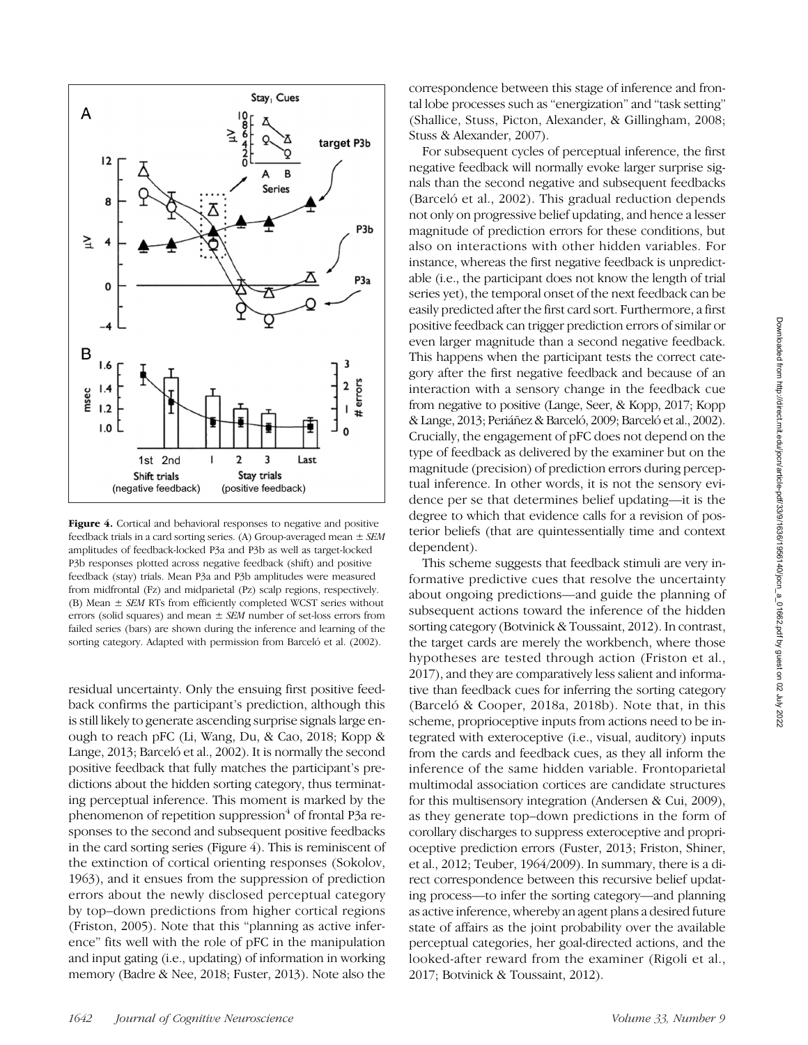**Figure 4.** Cortical and behavioral responses to negative and positive feedback trials in a card sorting series. (A) Group-averaged mean ± *SEM* amplitudes of feedback-locked P3a and P3b as well as target-locked P3b responses plotted across negative feedback (shift) and positive feedback (stay) trials. Mean P3a and P3b amplitudes were measured from midfrontal (Fz) and midparietal (Pz) scalp regions, respectively. (B) Mean ± *SEM* RTs from efficiently completed WCST series without errors (solid squares) and mean ± *SEM* number of set-loss errors from failed series (bars) are shown during the inference and learning of the sorting category. Adapted with permission from Barceló et al. (2002).

residual uncertainty. Only the ensuing first positive feedback confirms the participant's prediction, although this is still likely to generate ascending surprise signals large enough to reach pFC (Li, Wang, Du, & Cao, 2018; Kopp & Lange, 2013; Barceló et al., 2002). It is normally the second positive feedback that fully matches the participant's predictions about the hidden sorting category, thus terminating perceptual inference. This moment is marked by the phenomenon of repetition suppression[4] of frontal P3a responses to the second and subsequent positive feedbacks in the card sorting series (Figure 4). This is reminiscent of the extinction of cortical orienting responses (Sokolov, 1963), and it ensues from the suppression of prediction errors about the newly disclosed perceptual category by top–down predictions from higher cortical regions (Friston, 2005). Note that this "planning as active inference" fits well with the role of pFC in the manipulation and input gating (i.e., updating) of information in working memory (Badre & Nee, 2018; Fuster, 2013). Note also the correspondence between this stage of inference and frontal lobe processes such as "energization" and "task setting" (Shallice, Stuss, Picton, Alexander, & Gillingham, 2008; Stuss & Alexander, 2007).

For subsequent cycles of perceptual inference, the first negative feedback will normally evoke larger surprise signals than the second negative and subsequent feedbacks (Barceló et al., 2002). This gradual reduction depends not only on progressive belief updating, and hence a lesser magnitude of prediction errors for these conditions, but also on interactions with other hidden variables. For instance, whereas the first negative feedback is unpredictable (i.e., the participant does not know the length of trial series yet), the temporal onset of the next feedback can be easily predicted after the first card sort. Furthermore, a first positive feedback can trigger prediction errors of similar or even larger magnitude than a second negative feedback. This happens when the participant tests the correct category after the first negative feedback and because of an interaction with a sensory change in the feedback cue from negative to positive (Lange, Seer, & Kopp, 2017; Kopp & Lange, 2013; Periáñez & Barceló, 2009; Barceló et al., 2002). Crucially, the engagement of pFC does not depend on the type of feedback as delivered by the examiner but on the magnitude (precision) of prediction errors during perceptual inference. In other words, it is not the sensory evidence per se that determines belief updating—it is the degree to which that evidence calls for a revision of posterior beliefs (that are quintessentially time and context dependent).

This scheme suggests that feedback stimuli are very informative predictive cues that resolve the uncertainty about ongoing predictions—and guide the planning of subsequent actions toward the inference of the hidden sorting category (Botvinick & Toussaint, 2012). In contrast, the target cards are merely the workbench, where those hypotheses are tested through action (Friston et al., 2017), and they are comparatively less salient and informative than feedback cues for inferring the sorting category (Barceló & Cooper, 2018a, 2018b). Note that, in this scheme, proprioceptive inputs from actions need to be integrated with exteroceptive (i.e., visual, auditory) inputs from the cards and feedback cues, as they all inform the inference of the same hidden variable. Frontoparietal multimodal association cortices are candidate structures for this multisensory integration (Andersen & Cui, 2009), as they generate top–down predictions in the form of corollary discharges to suppress exteroceptive and proprioceptive prediction errors (Fuster, 2013; Friston, Shiner, et al., 2012; Teuber, 1964/2009). In summary, there is a direct correspondence between this recursive belief updating process—to infer the sorting category—and planning as active inference, whereby an agent plans a desired future state of affairs as the joint probability over the available perceptual categories, her goal-directed actions, and the looked-after reward from the examiner (Rigoli et al., 2017; Botvinick & Toussaint, 2012).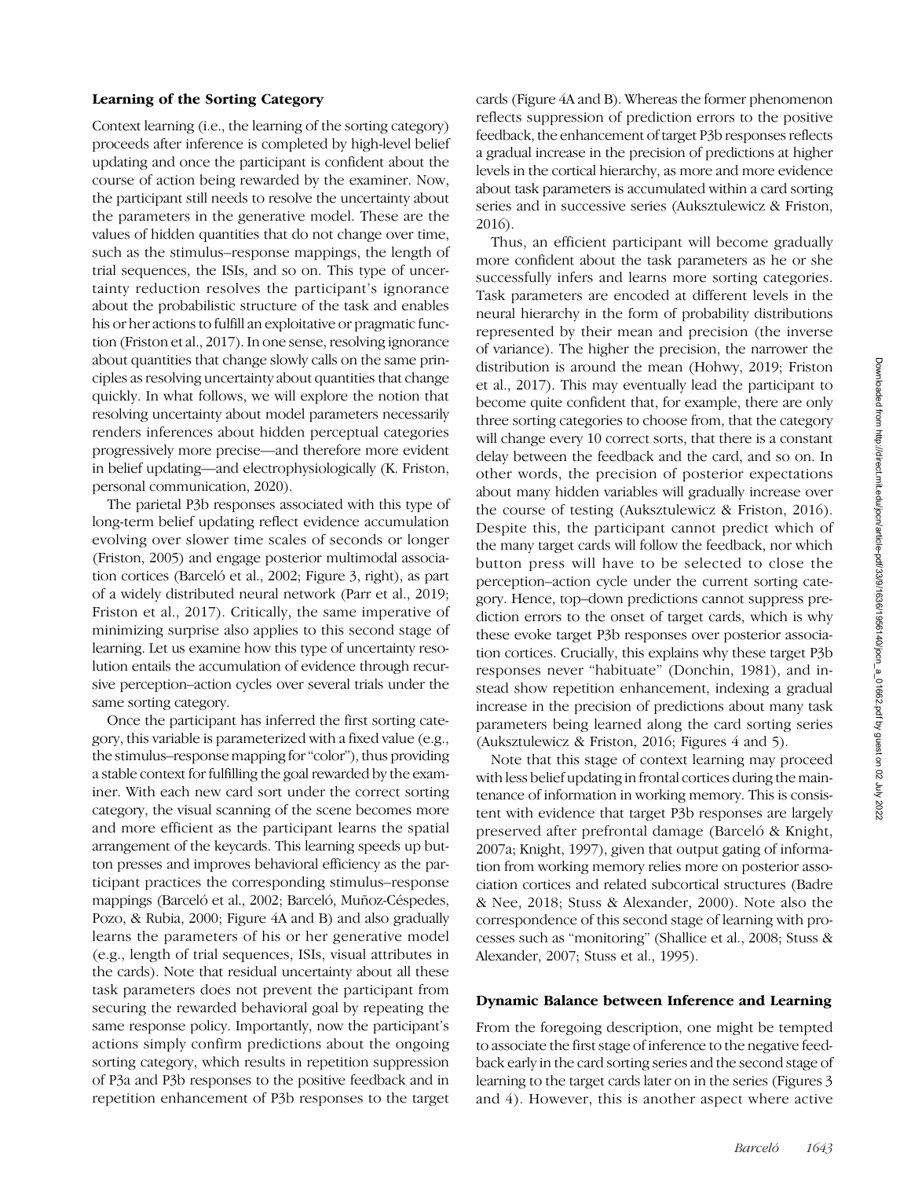### Learning of the Sorting Category

Context learning (i.e., the learning of the sorting category) proceeds after inference is completed by high-level belief updating and once the participant is confident about the course of action being rewarded by the examiner. Now, the participant still needs to resolve the uncertainty about the parameters in the generative model. These are the values of hidden quantities that do not change over time, such as the stimulus–response mappings, the length of trial sequences, the ISIs, and so on. This type of uncertainty reduction resolves the participant's ignorance about the probabilistic structure of the task and enables his or her actions to fulfill an exploitative or pragmatic function (Friston et al., 2017). In one sense, resolving ignorance about quantities that change slowly calls on the same principles as resolving uncertainty about quantities that change quickly. In what follows, we will explore the notion that resolving uncertainty about model parameters necessarily renders inferences about hidden perceptual categories progressively more precise—and therefore more evident in belief updating—and electrophysiologically (K. Friston, personal communication, 2020).

The parietal P3b responses associated with this type of long-term belief updating reflect evidence accumulation evolving over slower time scales of seconds or longer (Friston, 2005) and engage posterior multimodal association cortices (Barceló et al., 2002; Figure 3, right), as part of a widely distributed neural network (Parr et al., 2019; Friston et al., 2017). Critically, the same imperative of minimizing surprise also applies to this second stage of learning. Let us examine how this type of uncertainty resolution entails the accumulation of evidence through recursive perception–action cycles over several trials under the same sorting category.

Once the participant has inferred the first sorting category, this variable is parameterized with a fixed value (e.g., the stimulus–response mapping for "color"), thus providing a stable context for fulfilling the goal rewarded by the examiner. With each new card sort under the correct sorting category, the visual scanning of the scene becomes more and more efficient as the participant learns the spatial arrangement of the keycards. This learning speeds up button presses and improves behavioral efficiency as the participant practices the corresponding stimulus–response mappings (Barceló et al., 2002; Barceló, Muñoz-Céspedes, Pozo, & Rubia, 2000; Figure 4A and B) and also gradually learns the parameters of his or her generative model (e.g., length of trial sequences, ISIs, visual attributes in the cards). Note that residual uncertainty about all these task parameters does not prevent the participant from securing the rewarded behavioral goal by repeating the same response policy. Importantly, now the participant's actions simply confirm predictions about the ongoing sorting category, which results in repetition suppression of P3a and P3b responses to the positive feedback and in repetition enhancement of P3b responses to the target cards (Figure 4A and B). Whereas the former phenomenon reflects suppression of prediction errors to the positive feedback, the enhancement of target P3b responses reflects a gradual increase in the precision of predictions at higher levels in the cortical hierarchy, as more and more evidence about task parameters is accumulated within a card sorting series and in successive series (Auksztulewicz & Friston, 2016).

Thus, an efficient participant will become gradually more confident about the task parameters as he or she successfully infers and learns more sorting categories. Task parameters are encoded at different levels in the neural hierarchy in the form of probability distributions represented by their mean and precision (the inverse of variance). The higher the precision, the narrower the distribution is around the mean (Hohwy, 2019; Friston et al., 2017). This may eventually lead the participant to become quite confident that, for example, there are only three sorting categories to choose from, that the category will change every 10 correct sorts, that there is a constant delay between the feedback and the card, and so on. In other words, the precision of posterior expectations about many hidden variables will gradually increase over the course of testing (Auksztulewicz & Friston, 2016). Despite this, the participant cannot predict which of the many target cards will follow the feedback, nor which button press will have to be selected to close the perception–action cycle under the current sorting category. Hence, top–down predictions cannot suppress prediction errors to the onset of target cards, which is why these evoke target P3b responses over posterior association cortices. Crucially, this explains why these target P3b responses never "habituate" (Donchin, 1981), and instead show repetition enhancement, indexing a gradual increase in the precision of predictions about many task parameters being learned along the card sorting series (Auksztulewicz & Friston, 2016; Figures 4 and 5).

Note that this stage of context learning may proceed with less belief updating in frontal cortices during the maintenance of information in working memory. This is consistent with evidence that target P3b responses are largely preserved after prefrontal damage (Barceló & Knight, 2007a; Knight, 1997), given that output gating of information from working memory relies more on posterior association cortices and related subcortical structures (Badre & Nee, 2018; Stuss & Alexander, 2000). Note also the correspondence of this second stage of learning with processes such as "monitoring" (Shallice et al., 2008; Stuss & Alexander, 2007; Stuss et al., 1995).

### Dynamic Balance between Inference and Learning

From the foregoing description, one might be tempted to associate the first stage of inference to the negative feedback early in the card sorting series and the second stage of learning to the target cards later on in the series (Figures 3 and 4). However, this is another aspect where active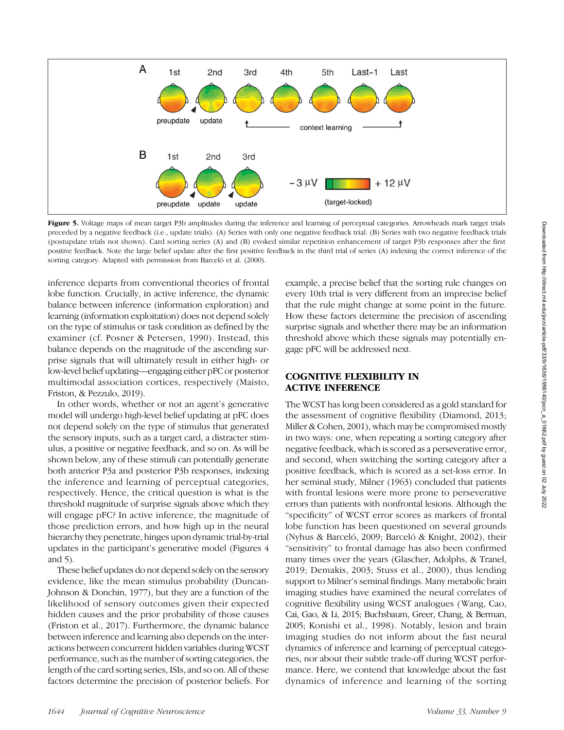**Figure 5.** Voltage maps of mean target P3b amplitudes during the inference and learning of perceptual categories. Arrowheads mark target trials preceded by a negative feedback (i.e., update trials). (A) Series with only one negative feedback trial. (B) Series with two negative feedback trials (postupdate trials not shown). Card sorting series (A) and (B) evoked similar repetition enhancement of target P3b responses after the first positive feedback. Note the large belief update after the first positive feedback in the third trial of series (A) indexing the correct inference of the sorting category. Adapted with permission from Barceló et al. (2000).

inference departs from conventional theories of frontal lobe function. Crucially, in active inference, the dynamic balance between inference (information exploration) and learning (information exploitation) does not depend solely on the type of stimulus or task condition as defined by the examiner (cf. Posner & Petersen, 1990). Instead, this balance depends on the magnitude of the ascending surprise signals that will ultimately result in either high- or low-level belief updating—engaging either pFC or posterior multimodal association cortices, respectively (Maisto, Friston, & Pezzulo, 2019).

In other words, whether or not an agent's generative model will undergo high-level belief updating at pFC does not depend solely on the type of stimulus that generated the sensory inputs, such as a target card, a distracter stimulus, a positive or negative feedback, and so on. As will be shown below, any of these stimuli can potentially generate both anterior P3a and posterior P3b responses, indexing the inference and learning of perceptual categories, respectively. Hence, the critical question is what is the threshold magnitude of surprise signals above which they will engage pFC? In active inference, the magnitude of those prediction errors, and how high up in the neural hierarchy they penetrate, hinges upon dynamic trial-by-trial updates in the participant's generative model (Figures 4 and 5).

These belief updates do not depend solely on the sensory evidence, like the mean stimulus probability (Duncan-Johnson & Donchin, 1977), but they are a function of the likelihood of sensory outcomes given their expected hidden causes and the prior probability of those causes (Friston et al., 2017). Furthermore, the dynamic balance between inference and learning also depends on the interactions between concurrent hidden variables during WCST performance, such as the number of sorting categories, the length of the card sorting series, ISIs, and so on. All of these factors determine the precision of posterior beliefs. For example, a precise belief that the sorting rule changes on every 10th trial is very different from an imprecise belief that the rule might change at some point in the future. How these factors determine the precision of ascending surprise signals and whether there may be an information threshold above which these signals may potentially engage pFC will be addressed next.

## COGNITIVE FLEXIBILITY IN ACTIVE INFERENCE

The WCST has long been considered as a gold standard for the assessment of cognitive flexibility (Diamond, 2013; Miller & Cohen, 2001), which may be compromised mostly in two ways: one, when repeating a sorting category after negative feedback, which is scored as a perseverative error, and second, when switching the sorting category after a positive feedback, which is scored as a set-loss error. In her seminal study, Milner (1963) concluded that patients with frontal lesions were more prone to perseverative errors than patients with nonfrontal lesions. Although the "specificity" of WCST error scores as markers of frontal lobe function has been questioned on several grounds (Nyhus & Barceló, 2009; Barceló & Knight, 2002), their "sensitivity" to frontal damage has also been confirmed many times over the years (Glascher, Adolphs, & Tranel, 2019; Demakis, 2003; Stuss et al., 2000), thus lending support to Milner's seminal findings. Many metabolic brain imaging studies have examined the neural correlates of cognitive flexibility using WCST analogues (Wang, Cao, Cai, Gao, & Li, 2015; Buchsbaum, Greer, Chang, & Berman, 2005; Konishi et al., 1998). Notably, lesion and brain imaging studies do not inform about the fast neural dynamics of inference and learning of perceptual categories, nor about their subtle trade-off during WCST performance. Here, we contend that knowledge about the fast dynamics of inference and learning of the sorting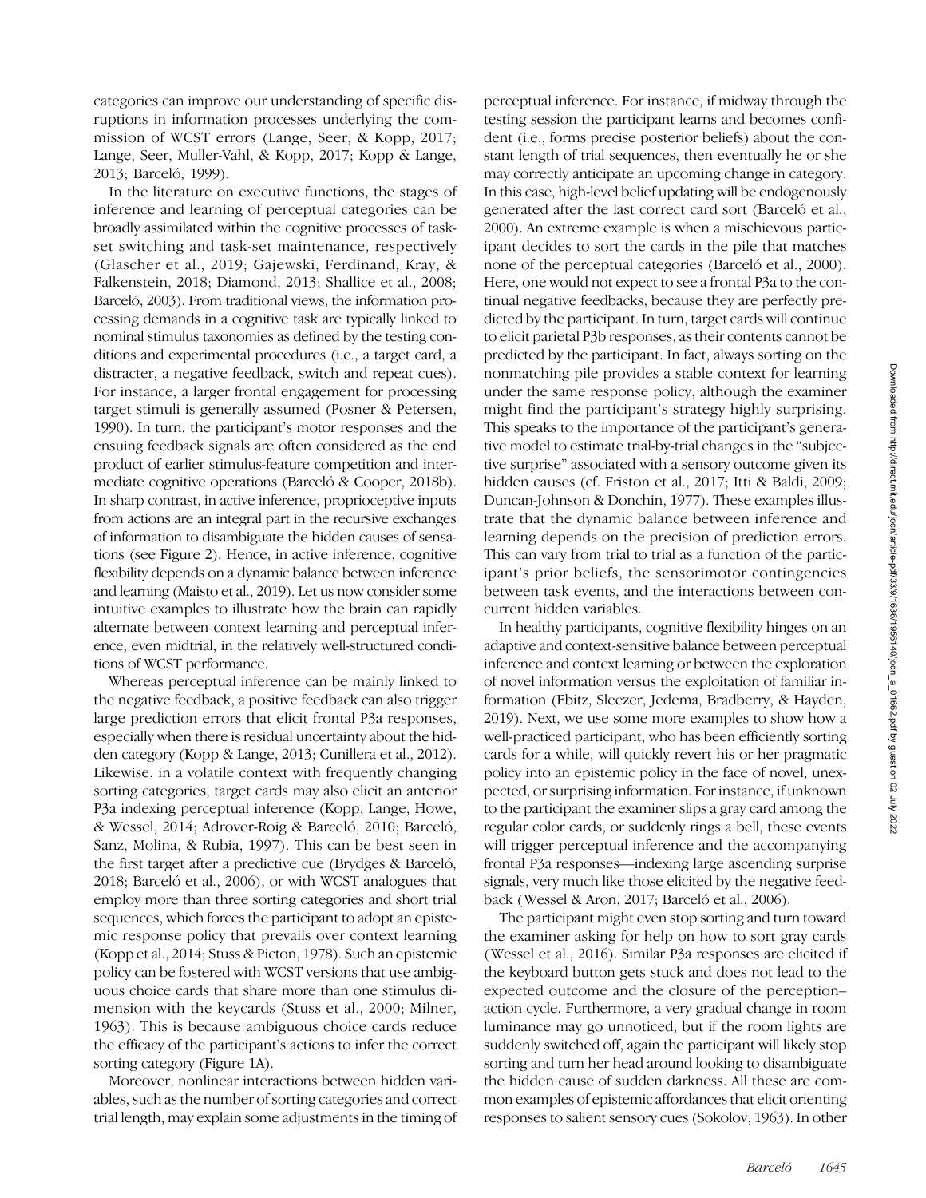categories can improve our understanding of specific disruptions in information processes underlying the commission of WCST errors (Lange, Seer, & Kopp, 2017; Lange, Seer, Muller-Vahl, & Kopp, 2017; Kopp & Lange, 2013; Barceló, 1999).

In the literature on executive functions, the stages of inference and learning of perceptual categories can be broadly assimilated within the cognitive processes of task-set switching and task-set maintenance, respectively (Glascher et al., 2019; Gajewski, Ferdinand, Kray, & Falkenstein, 2018; Diamond, 2013; Shallice et al., 2008; Barceló, 2003). From traditional views, the information processing demands in a cognitive task are typically linked to nominal stimulus taxonomies as defined by the testing conditions and experimental procedures (i.e., a target card, a distracter, a negative feedback, switch and repeat cues). For instance, a larger frontal engagement for processing target stimuli is generally assumed (Posner & Petersen, 1990). In turn, the participant's motor responses and the ensuing feedback signals are often considered as the end product of earlier stimulus-feature competition and intermediate cognitive operations (Barceló & Cooper, 2018b). In sharp contrast, in active inference, proprioceptive inputs from actions are an integral part in the recursive exchanges of information to disambiguate the hidden causes of sensations (see Figure 2). Hence, in active inference, cognitive flexibility depends on a dynamic balance between inference and learning (Maisto et al., 2019). Let us now consider some intuitive examples to illustrate how the brain can rapidly alternate between context learning and perceptual inference, even midtrial, in the relatively well-structured conditions of WCST performance.

Whereas perceptual inference can be mainly linked to the negative feedback, a positive feedback can also trigger large prediction errors that elicit frontal P3a responses, especially when there is residual uncertainty about the hidden category (Kopp & Lange, 2013; Cunillera et al., 2012). Likewise, in a volatile context with frequently changing sorting categories, target cards may also elicit an anterior P3a indexing perceptual inference (Kopp, Lange, Howe, & Wessel, 2014; Adrover-Roig & Barceló, 2010; Barceló, Sanz, Molina, & Rubia, 1997). This can be best seen in the first target after a predictive cue (Brydges & Barceló, 2018; Barceló et al., 2006), or with WCST analogues that employ more than three sorting categories and short trial sequences, which forces the participant to adopt an epistemic response policy that prevails over context learning (Kopp et al., 2014; Stuss & Picton, 1978). Such an epistemic policy can be fostered with WCST versions that use ambiguous choice cards that share more than one stimulus dimension with the keycards (Stuss et al., 2000; Milner, 1963). This is because ambiguous choice cards reduce the efficacy of the participant's actions to infer the correct sorting category (Figure 1A).

Moreover, nonlinear interactions between hidden variables, such as the number of sorting categories and correct trial length, may explain some adjustments in the timing of perceptual inference. For instance, if midway through the testing session the participant learns and becomes confident (i.e., forms precise posterior beliefs) about the constant length of trial sequences, then eventually he or she may correctly anticipate an upcoming change in category. In this case, high-level belief updating will be endogenously generated after the last correct card sort (Barceló et al., 2000). An extreme example is when a mischievous participant decides to sort the cards in the pile that matches none of the perceptual categories (Barceló et al., 2000). Here, one would not expect to see a frontal P3a to the continual negative feedbacks, because they are perfectly predicted by the participant. In turn, target cards will continue to elicit parietal P3b responses, as their contents cannot be predicted by the participant. In fact, always sorting on the nonmatching pile provides a stable context for learning under the same response policy, although the examiner might find the participant's strategy highly surprising. This speaks to the importance of the participant's generative model to estimate trial-by-trial changes in the "subjective surprise" associated with a sensory outcome given its hidden causes (cf. Friston et al., 2017; Itti & Baldi, 2009; Duncan-Johnson & Donchin, 1977). These examples illustrate that the dynamic balance between inference and learning depends on the precision of prediction errors. This can vary from trial to trial as a function of the participant's prior beliefs, the sensorimotor contingencies between task events, and the interactions between concurrent hidden variables.

In healthy participants, cognitive flexibility hinges on an adaptive and context-sensitive balance between perceptual inference and context learning or between the exploration of novel information versus the exploitation of familiar information (Ebitz, Sleezer, Jedema, Bradberry, & Hayden, 2019). Next, we use some more examples to show how a well-practiced participant, who has been efficiently sorting cards for a while, will quickly revert his or her pragmatic policy into an epistemic policy in the face of novel, unexpected, or surprising information. For instance, if unknown to the participant the examiner slips a gray card among the regular color cards, or suddenly rings a bell, these events will trigger perceptual inference and the accompanying frontal P3a responses—indexing large ascending surprise signals, very much like those elicited by the negative feedback (Wessel & Aron, 2017; Barceló et al., 2006).

The participant might even stop sorting and turn toward the examiner asking for help on how to sort gray cards (Wessel et al., 2016). Similar P3a responses are elicited if the keyboard button gets stuck and does not lead to the expected outcome and the closure of the perception–action cycle. Furthermore, a very gradual change in room luminance may go unnoticed, but if the room lights are suddenly switched off, again the participant will likely stop sorting and turn her head around looking to disambiguate the hidden cause of sudden darkness. All these are common examples of epistemic affordances that elicit orienting responses to salient sensory cues (Sokolov, 1963). In other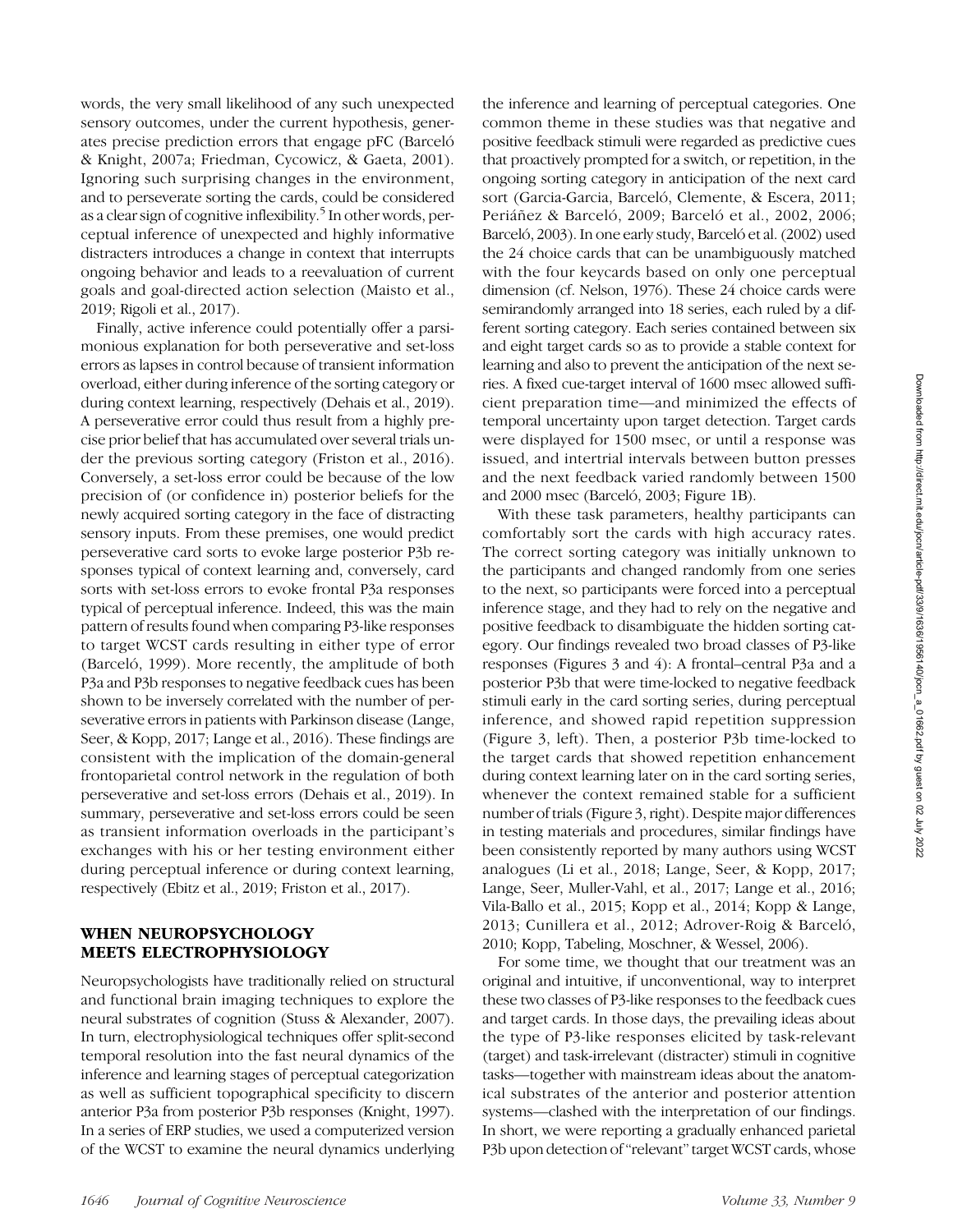words, the very small likelihood of any such unexpected sensory outcomes, under the current hypothesis, generates precise prediction errors that engage pFC (Barceló & Knight, 2007a; Friedman, Cycowicz, & Gaeta, 2001). Ignoring such surprising changes in the environment, and to perseverate sorting the cards, could be considered as a clear sign of cognitive inflexibility.[5] In other words, perceptual inference of unexpected and highly informative distracters introduces a change in context that interrupts ongoing behavior and leads to a reevaluation of current goals and goal-directed action selection (Maisto et al., 2019; Rigoli et al., 2017).

Finally, active inference could potentially offer a parsimonious explanation for both perseverative and set-loss errors as lapses in control because of transient information overload, either during inference of the sorting category or during context learning, respectively (Dehais et al., 2019). A perseverative error could thus result from a highly precise prior belief that has accumulated over several trials under the previous sorting category (Friston et al., 2016). Conversely, a set-loss error could be because of the low precision of (or confidence in) posterior beliefs for the newly acquired sorting category in the face of distracting sensory inputs. From these premises, one would predict perseverative card sorts to evoke large posterior P3b responses typical of context learning and, conversely, card sorts with set-loss errors to evoke frontal P3a responses typical of perceptual inference. Indeed, this was the main pattern of results found when comparing P3-like responses to target WCST cards resulting in either type of error (Barceló, 1999). More recently, the amplitude of both P3a and P3b responses to negative feedback cues has been shown to be inversely correlated with the number of perseverative errors in patients with Parkinson disease (Lange, Seer, & Kopp, 2017; Lange et al., 2016). These findings are consistent with the implication of the domain-general frontoparietal control network in the regulation of both perseverative and set-loss errors (Dehais et al., 2019). In summary, perseverative and set-loss errors could be seen as transient information overloads in the participant's exchanges with his or her testing environment either during perceptual inference or during context learning, respectively (Ebitz et al., 2019; Friston et al., 2017).

## WHEN NEUROPSYCHOLOGY MEETS ELECTROPHYSIOLOGY

Neuropsychologists have traditionally relied on structural and functional brain imaging techniques to explore the neural substrates of cognition (Stuss & Alexander, 2007). In turn, electrophysiological techniques offer split-second temporal resolution into the fast neural dynamics of the inference and learning stages of perceptual categorization as well as sufficient topographical specificity to discern anterior P3a from posterior P3b responses (Knight, 1997). In a series of ERP studies, we used a computerized version of the WCST to examine the neural dynamics underlying the inference and learning of perceptual categories. One common theme in these studies was that negative and positive feedback stimuli were regarded as predictive cues that proactively prompted for a switch, or repetition, in the ongoing sorting category in anticipation of the next card sort (Garcia-Garcia, Barceló, Clemente, & Escera, 2011; Periáñez & Barceló, 2009; Barceló et al., 2002, 2006; Barceló, 2003). In one early study, Barceló et al. (2002) used the 24 choice cards that can be unambiguously matched with the four keycards based on only one perceptual dimension (cf. Nelson, 1976). These 24 choice cards were semirandomly arranged into 18 series, each ruled by a different sorting category. Each series contained between six and eight target cards so as to provide a stable context for learning and also to prevent the anticipation of the next series. A fixed cue-target interval of 1600 msec allowed sufficient preparation time—and minimized the effects of temporal uncertainty upon target detection. Target cards were displayed for 1500 msec, or until a response was issued, and intertrial intervals between button presses and the next feedback varied randomly between 1500 and 2000 msec (Barceló, 2003; Figure 1B).

With these task parameters, healthy participants can comfortably sort the cards with high accuracy rates. The correct sorting category was initially unknown to the participants and changed randomly from one series to the next, so participants were forced into a perceptual inference stage, and they had to rely on the negative and positive feedback to disambiguate the hidden sorting category. Our findings revealed two broad classes of P3-like responses (Figures 3 and 4): A frontal–central P3a and a posterior P3b that were time-locked to negative feedback stimuli early in the card sorting series, during perceptual inference, and showed rapid repetition suppression (Figure 3, left). Then, a posterior P3b time-locked to the target cards that showed repetition enhancement during context learning later on in the card sorting series, whenever the context remained stable for a sufficient number of trials (Figure 3, right). Despite major differences in testing materials and procedures, similar findings have been consistently reported by many authors using WCST analogues (Li et al., 2018; Lange, Seer, & Kopp, 2017; Lange, Seer, Muller-Vahl, et al., 2017; Lange et al., 2016; Vila-Ballo et al., 2015; Kopp et al., 2014; Kopp & Lange, 2013; Cunillera et al., 2012; Adrover-Roig & Barceló, 2010; Kopp, Tabeling, Moschner, & Wessel, 2006).

For some time, we thought that our treatment was an original and intuitive, if unconventional, way to interpret these two classes of P3-like responses to the feedback cues and target cards. In those days, the prevailing ideas about the type of P3-like responses elicited by task-relevant (target) and task-irrelevant (distracter) stimuli in cognitive tasks—together with mainstream ideas about the anatomical substrates of the anterior and posterior attention systems—clashed with the interpretation of our findings. In short, we were reporting a gradually enhanced parietal P3b upon detection of "relevant" target WCST cards, whose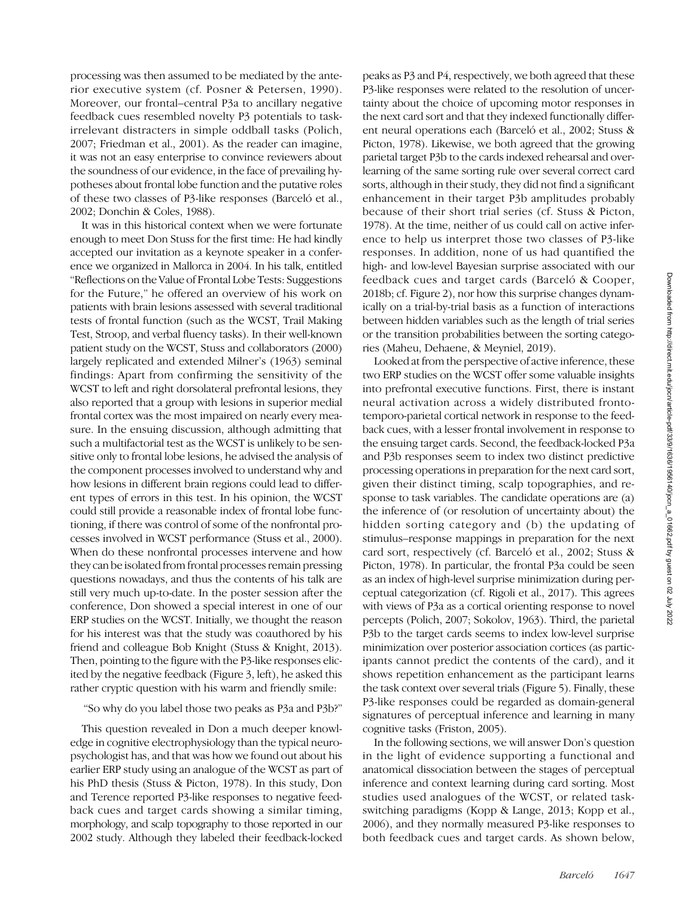processing was then assumed to be mediated by the anterior executive system (cf. Posner & Petersen, 1990). Moreover, our frontal–central P3a to ancillary negative feedback cues resembled novelty P3 potentials to task-irrelevant distracters in simple oddball tasks (Polich, 2007; Friedman et al., 2001). As the reader can imagine, it was not an easy enterprise to convince reviewers about the soundness of our evidence, in the face of prevailing hypotheses about frontal lobe function and the putative roles of these two classes of P3-like responses (Barceló et al., 2002; Donchin & Coles, 1988).

It was in this historical context when we were fortunate enough to meet Don Stuss for the first time: He had kindly accepted our invitation as a keynote speaker in a conference we organized in Mallorca in 2004. In his talk, entitled "Reflections on the Value of Frontal Lobe Tests: Suggestions for the Future," he offered an overview of his work on patients with brain lesions assessed with several traditional tests of frontal function (such as the WCST, Trail Making Test, Stroop, and verbal fluency tasks). In their well-known patient study on the WCST, Stuss and collaborators (2000) largely replicated and extended Milner's (1963) seminal findings: Apart from confirming the sensitivity of the WCST to left and right dorsolateral prefrontal lesions, they also reported that a group with lesions in superior medial frontal cortex was the most impaired on nearly every measure. In the ensuing discussion, although admitting that such a multifactorial test as the WCST is unlikely to be sensitive only to frontal lobe lesions, he advised the analysis of the component processes involved to understand why and how lesions in different brain regions could lead to different types of errors in this test. In his opinion, the WCST could still provide a reasonable index of frontal lobe functioning, if there was control of some of the nonfrontal processes involved in WCST performance (Stuss et al., 2000). When do these nonfrontal processes intervene and how they can be isolated from frontal processes remain pressing questions nowadays, and thus the contents of his talk are still very much up-to-date. In the poster session after the conference, Don showed a special interest in one of our ERP studies on the WCST. Initially, we thought the reason for his interest was that the study was coauthored by his friend and colleague Bob Knight (Stuss & Knight, 2013). Then, pointing to the figure with the P3-like responses elicited by the negative feedback (Figure 3, left), he asked this rather cryptic question with his warm and friendly smile:

"So why do you label those two peaks as P3a and P3b?"

This question revealed in Don a much deeper knowledge in cognitive electrophysiology than the typical neuropsychologist has, and that was how we found out about his earlier ERP study using an analogue of the WCST as part of his PhD thesis (Stuss & Picton, 1978). In this study, Don and Terence reported P3-like responses to negative feedback cues and target cards showing a similar timing, morphology, and scalp topography to those reported in our 2002 study. Although they labeled their feedback-locked peaks as P3 and P4, respectively, we both agreed that these P3-like responses were related to the resolution of uncertainty about the choice of upcoming motor responses in the next card sort and that they indexed functionally different neural operations each (Barceló et al., 2002; Stuss & Picton, 1978). Likewise, we both agreed that the growing parietal target P3b to the cards indexed rehearsal and overlearning of the same sorting rule over several correct card sorts, although in their study, they did not find a significant enhancement in their target P3b amplitudes probably because of their short trial series (cf. Stuss & Picton, 1978). At the time, neither of us could call on active inference to help us interpret those two classes of P3-like responses. In addition, none of us had quantified the high- and low-level Bayesian surprise associated with our feedback cues and target cards (Barceló & Cooper, 2018b; cf. Figure 2), nor how this surprise changes dynamically on a trial-by-trial basis as a function of interactions between hidden variables such as the length of trial series or the transition probabilities between the sorting categories (Maheu, Dehaene, & Meyniel, 2019).

Looked at from the perspective of active inference, these two ERP studies on the WCST offer some valuable insights into prefrontal executive functions. First, there is instant neural activation across a widely distributed fronto-temporo-parietal cortical network in response to the feedback cues, with a lesser frontal involvement in response to the ensuing target cards. Second, the feedback-locked P3a and P3b responses seem to index two distinct predictive processing operations in preparation for the next card sort, given their distinct timing, scalp topographies, and response to task variables. The candidate operations are (a) the inference of (or resolution of uncertainty about) the hidden sorting category and (b) the updating of stimulus–response mappings in preparation for the next card sort, respectively (cf. Barceló et al., 2002; Stuss & Picton, 1978). In particular, the frontal P3a could be seen as an index of high-level surprise minimization during perceptual categorization (cf. Rigoli et al., 2017). This agrees with views of P3a as a cortical orienting response to novel percepts (Polich, 2007; Sokolov, 1963). Third, the parietal P3b to the target cards seems to index low-level surprise minimization over posterior association cortices (as participants cannot predict the contents of the card), and it shows repetition enhancement as the participant learns the task context over several trials (Figure 5). Finally, these P3-like responses could be regarded as domain-general signatures of perceptual inference and learning in many cognitive tasks (Friston, 2005).

In the following sections, we will answer Don's question in the light of evidence supporting a functional and anatomical dissociation between the stages of perceptual inference and context learning during card sorting. Most studies used analogues of the WCST, or related task-switching paradigms (Kopp & Lange, 2013; Kopp et al., 2006), and they normally measured P3-like responses to both feedback cues and target cards. As shown below,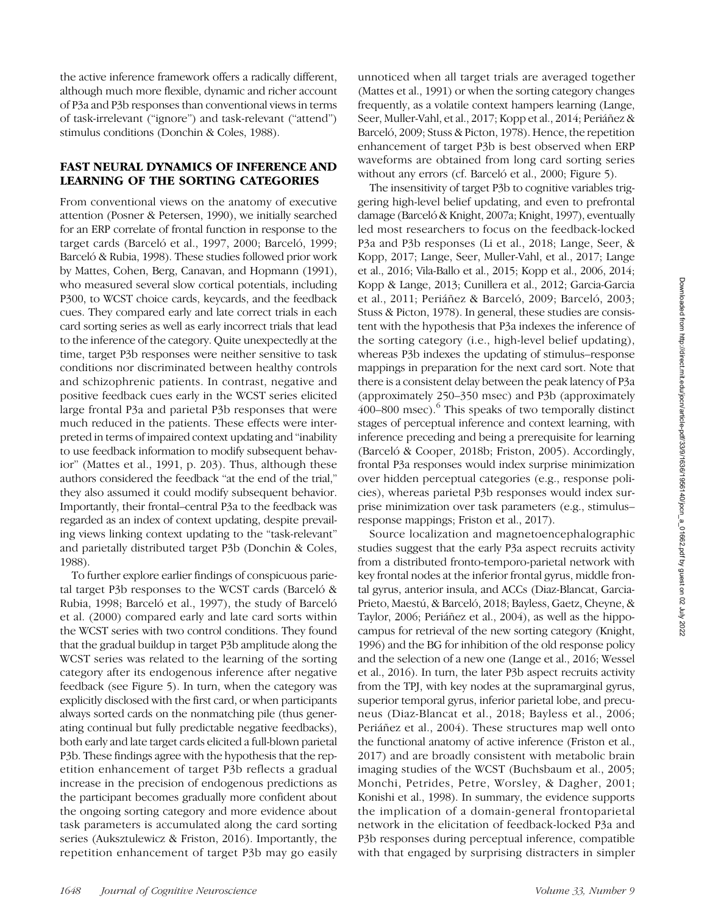the active inference framework offers a radically different, although much more flexible, dynamic and richer account of P3a and P3b responses than conventional views in terms of task-irrelevant ("ignore") and task-relevant ("attend") stimulus conditions (Donchin & Coles, 1988).

## FAST NEURAL DYNAMICS OF INFERENCE AND LEARNING OF THE SORTING CATEGORIES

From conventional views on the anatomy of executive attention (Posner & Petersen, 1990), we initially searched for an ERP correlate of frontal function in response to the target cards (Barceló et al., 1997, 2000; Barceló, 1999; Barceló & Rubia, 1998). These studies followed prior work by Mattes, Cohen, Berg, Canavan, and Hopmann (1991), who measured several slow cortical potentials, including P300, to WCST choice cards, keycards, and the feedback cues. They compared early and late correct trials in each card sorting series as well as early incorrect trials that lead to the inference of the category. Quite unexpectedly at the time, target P3b responses were neither sensitive to task conditions nor discriminated between healthy controls and schizophrenic patients. In contrast, negative and positive feedback cues early in the WCST series elicited large frontal P3a and parietal P3b responses that were much reduced in the patients. These effects were interpreted in terms of impaired context updating and "inability to use feedback information to modify subsequent behavior" (Mattes et al., 1991, p. 203). Thus, although these authors considered the feedback "at the end of the trial," they also assumed it could modify subsequent behavior. Importantly, their frontal–central P3a to the feedback was regarded as an index of context updating, despite prevailing views linking context updating to the "task-relevant" and parietally distributed target P3b (Donchin & Coles, 1988).

To further explore earlier findings of conspicuous parietal target P3b responses to the WCST cards (Barceló & Rubia, 1998; Barceló et al., 1997), the study of Barceló et al. (2000) compared early and late card sorts within the WCST series with two control conditions. They found that the gradual buildup in target P3b amplitude along the WCST series was related to the learning of the sorting category after its endogenous inference after negative feedback (see Figure 5). In turn, when the category was explicitly disclosed with the first card, or when participants always sorted cards on the nonmatching pile (thus generating continual but fully predictable negative feedbacks), both early and late target cards elicited a full-blown parietal P3b. These findings agree with the hypothesis that the repetition enhancement of target P3b reflects a gradual increase in the precision of endogenous predictions as the participant becomes gradually more confident about the ongoing sorting category and more evidence about task parameters is accumulated along the card sorting series (Auksztulewicz & Friston, 2016). Importantly, the repetition enhancement of target P3b may go easily unnoticed when all target trials are averaged together (Mattes et al., 1991) or when the sorting category changes frequently, as a volatile context hampers learning (Lange, Seer, Muller-Vahl, et al., 2017; Kopp et al., 2014; Periáñez & Barceló, 2009; Stuss & Picton, 1978). Hence, the repetition enhancement of target P3b is best observed when ERP waveforms are obtained from long card sorting series without any errors (cf. Barceló et al., 2000; Figure 5).

The insensitivity of target P3b to cognitive variables triggering high-level belief updating, and even to prefrontal damage (Barceló & Knight, 2007a; Knight, 1997), eventually led most researchers to focus on the feedback-locked P3a and P3b responses (Li et al., 2018; Lange, Seer, & Kopp, 2017; Lange, Seer, Muller-Vahl, et al., 2017; Lange et al., 2016; Vila-Ballo et al., 2015; Kopp et al., 2006, 2014; Kopp & Lange, 2013; Cunillera et al., 2012; Garcia-Garcia et al., 2011; Periáñez & Barceló, 2009; Barceló, 2003; Stuss & Picton, 1978). In general, these studies are consistent with the hypothesis that P3a indexes the inference of the sorting category (i.e., high-level belief updating), whereas P3b indexes the updating of stimulus–response mappings in preparation for the next card sort. Note that there is a consistent delay between the peak latency of P3a (approximately 250–350 msec) and P3b (approximately 400–800 msec).[6] This speaks of two temporally distinct stages of perceptual inference and context learning, with inference preceding and being a prerequisite for learning (Barceló & Cooper, 2018b; Friston, 2005). Accordingly, frontal P3a responses would index surprise minimization over hidden perceptual categories (e.g., response policies), whereas parietal P3b responses would index surprise minimization over task parameters (e.g., stimulus–response mappings; Friston et al., 2017).

Source localization and magnetoencephalographic studies suggest that the early P3a aspect recruits activity from a distributed fronto-temporo-parietal network with key frontal nodes at the inferior frontal gyrus, middle frontal gyrus, anterior insula, and ACCs (Diaz-Blancat, Garcia-Prieto, Maestú, & Barceló, 2018; Bayless, Gaetz, Cheyne, & Taylor, 2006; Periáñez et al., 2004), as well as the hippocampus for retrieval of the new sorting category (Knight, 1996) and the BG for inhibition of the old response policy and the selection of a new one (Lange et al., 2016; Wessel et al., 2016). In turn, the later P3b aspect recruits activity from the TPJ, with key nodes at the supramarginal gyrus, superior temporal gyrus, inferior parietal lobe, and precuneus (Diaz-Blancat et al., 2018; Bayless et al., 2006; Periáñez et al., 2004). These structures map well onto the functional anatomy of active inference (Friston et al., 2017) and are broadly consistent with metabolic brain imaging studies of the WCST (Buchsbaum et al., 2005; Monchi, Petrides, Petre, Worsley, & Dagher, 2001; Konishi et al., 1998). In summary, the evidence supports the implication of a domain-general frontoparietal network in the elicitation of feedback-locked P3a and P3b responses during perceptual inference, compatible with that engaged by surprising distracters in simpler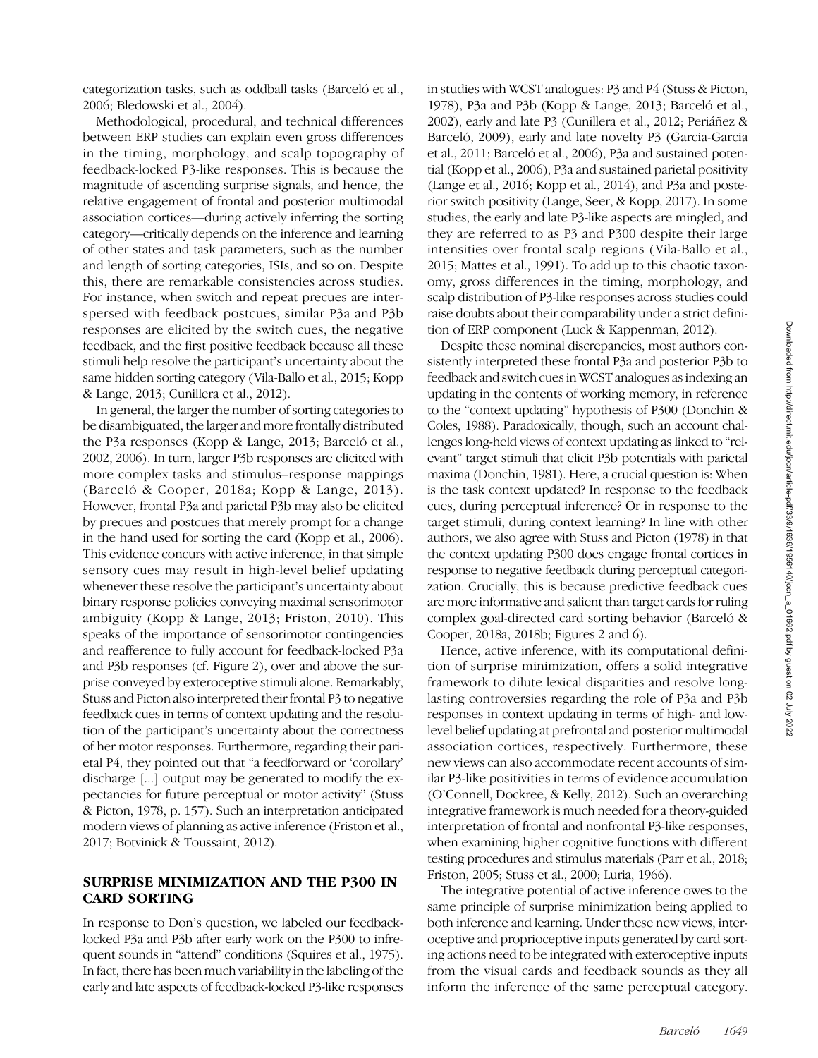categorization tasks, such as oddball tasks (Barceló et al., 2006; Bledowski et al., 2004).

Methodological, procedural, and technical differences between ERP studies can explain even gross differences in the timing, morphology, and scalp topography of feedback-locked P3-like responses. This is because the magnitude of ascending surprise signals, and hence, the relative engagement of frontal and posterior multimodal association cortices—during actively inferring the sorting category—critically depends on the inference and learning of other states and task parameters, such as the number and length of sorting categories, ISIs, and so on. Despite this, there are remarkable consistencies across studies. For instance, when switch and repeat precues are interspersed with feedback postcues, similar P3a and P3b responses are elicited by the switch cues, the negative feedback, and the first positive feedback because all these stimuli help resolve the participant's uncertainty about the same hidden sorting category (Vila-Ballo et al., 2015; Kopp & Lange, 2013; Cunillera et al., 2012).

In general, the larger the number of sorting categories to be disambiguated, the larger and more frontally distributed the P3a responses (Kopp & Lange, 2013; Barceló et al., 2002, 2006). In turn, larger P3b responses are elicited with more complex tasks and stimulus–response mappings (Barceló & Cooper, 2018a; Kopp & Lange, 2013). However, frontal P3a and parietal P3b may also be elicited by precues and postcues that merely prompt for a change in the hand used for sorting the card (Kopp et al., 2006). This evidence concurs with active inference, in that simple sensory cues may result in high-level belief updating whenever these resolve the participant's uncertainty about binary response policies conveying maximal sensorimotor ambiguity (Kopp & Lange, 2013; Friston, 2010). This speaks of the importance of sensorimotor contingencies and reafference to fully account for feedback-locked P3a and P3b responses (cf. Figure 2), over and above the surprise conveyed by exteroceptive stimuli alone. Remarkably, Stuss and Picton also interpreted their frontal P3 to negative feedback cues in terms of context updating and the resolution of the participant's uncertainty about the correctness of her motor responses. Furthermore, regarding their parietal P4, they pointed out that "a feedforward or 'corollary' discharge [...] output may be generated to modify the expectancies for future perceptual or motor activity" (Stuss & Picton, 1978, p. 157). Such an interpretation anticipated modern views of planning as active inference (Friston et al., 2017; Botvinick & Toussaint, 2012).

## SURPRISE MINIMIZATION AND THE P300 IN CARD SORTING

In response to Don's question, we labeled our feedback-locked P3a and P3b after early work on the P300 to infrequent sounds in "attend" conditions (Squires et al., 1975). In fact, there has been much variability in the labeling of the early and late aspects of feedback-locked P3-like responses in studies with WCST analogues: P3 and P4 (Stuss & Picton, 1978), P3a and P3b (Kopp & Lange, 2013; Barceló et al., 2002), early and late P3 (Cunillera et al., 2012; Periáñez & Barceló, 2009), early and late novelty P3 (Garcia-Garcia et al., 2011; Barceló et al., 2006), P3a and sustained potential (Kopp et al., 2006), P3a and sustained parietal positivity (Lange et al., 2016; Kopp et al., 2014), and P3a and posterior switch positivity (Lange, Seer, & Kopp, 2017). In some studies, the early and late P3-like aspects are mingled, and they are referred to as P3 and P300 despite their large intensities over frontal scalp regions (Vila-Ballo et al., 2015; Mattes et al., 1991). To add up to this chaotic taxonomy, gross differences in the timing, morphology, and scalp distribution of P3-like responses across studies could raise doubts about their comparability under a strict definition of ERP component (Luck & Kappenman, 2012).

Despite these nominal discrepancies, most authors consistently interpreted these frontal P3a and posterior P3b to feedback and switch cues in WCST analogues as indexing an updating in the contents of working memory, in reference to the "context updating" hypothesis of P300 (Donchin & Coles, 1988). Paradoxically, though, such an account challenges long-held views of context updating as linked to "relevant" target stimuli that elicit P3b potentials with parietal maxima (Donchin, 1981). Here, a crucial question is: When is the task context updated? In response to the feedback cues, during perceptual inference? Or in response to the target stimuli, during context learning? In line with other authors, we also agree with Stuss and Picton (1978) in that the context updating P300 does engage frontal cortices in response to negative feedback during perceptual categorization. Crucially, this is because predictive feedback cues are more informative and salient than target cards for ruling complex goal-directed card sorting behavior (Barceló & Cooper, 2018a, 2018b; Figures 2 and 6).

Hence, active inference, with its computational definition of surprise minimization, offers a solid integrative framework to dilute lexical disparities and resolve long-lasting controversies regarding the role of P3a and P3b responses in context updating in terms of high- and low-level belief updating at prefrontal and posterior multimodal association cortices, respectively. Furthermore, these new views can also accommodate recent accounts of similar P3-like positivities in terms of evidence accumulation (O'Connell, Dockree, & Kelly, 2012). Such an overarching integrative framework is much needed for a theory-guided interpretation of frontal and nonfrontal P3-like responses, when examining higher cognitive functions with different testing procedures and stimulus materials (Parr et al., 2018; Friston, 2005; Stuss et al., 2000; Luria, 1966).

The integrative potential of active inference owes to the same principle of surprise minimization being applied to both inference and learning. Under these new views, interoceptive and proprioceptive inputs generated by card sorting actions need to be integrated with exteroceptive inputs from the visual cards and feedback sounds as they all inform the inference of the same perceptual category.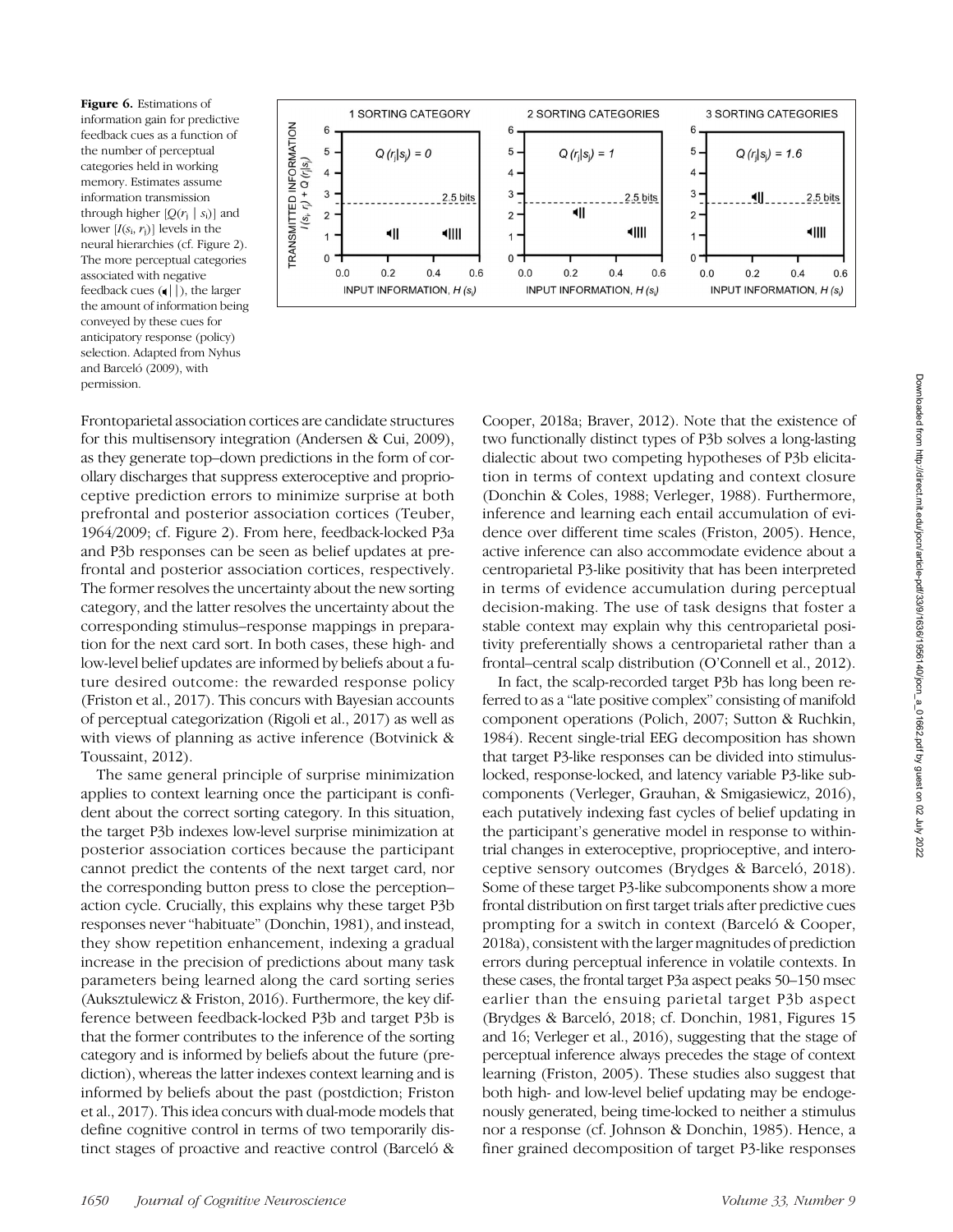**Figure 6.** Estimations of information gain for predictive feedback cues as a function of the number of perceptual categories held in working memory. Estimates assume information transmission through higher $[Q(r_j \mid s_i)]$ and lower $[I(s_i, r_j)]$ levels in the neural hierarchies (cf. Figure 2). The more perceptual categories associated with negative feedback cues (◀||), the larger the amount of information being conveyed by these cues for anticipatory response (policy) selection. Adapted from Nyhus and Barceló (2009), with permission.

Frontoparietal association cortices are candidate structures for this multisensory integration (Andersen & Cui, 2009), as they generate top–down predictions in the form of corollary discharges that suppress exteroceptive and proprioceptive prediction errors to minimize surprise at both prefrontal and posterior association cortices (Teuber, 1964/2009; cf. Figure 2). From here, feedback-locked P3a and P3b responses can be seen as belief updates at prefrontal and posterior association cortices, respectively. The former resolves the uncertainty about the new sorting category, and the latter resolves the uncertainty about the corresponding stimulus–response mappings in preparation for the next card sort. In both cases, these high- and low-level belief updates are informed by beliefs about a future desired outcome: the rewarded response policy (Friston et al., 2017). This concurs with Bayesian accounts of perceptual categorization (Rigoli et al., 2017) as well as with views of planning as active inference (Botvinick & Toussaint, 2012).

The same general principle of surprise minimization applies to context learning once the participant is confident about the correct sorting category. In this situation, the target P3b indexes low-level surprise minimization at posterior association cortices because the participant cannot predict the contents of the next target card, nor the corresponding button press to close the perception–action cycle. Crucially, this explains why these target P3b responses never "habituate" (Donchin, 1981), and instead, they show repetition enhancement, indexing a gradual increase in the precision of predictions about many task parameters being learned along the card sorting series (Auksztulewicz & Friston, 2016). Furthermore, the key difference between feedback-locked P3b and target P3b is that the former contributes to the inference of the sorting category and is informed by beliefs about the future (prediction), whereas the latter indexes context learning and is informed by beliefs about the past (postdiction; Friston et al., 2017). This idea concurs with dual-mode models that define cognitive control in terms of two temporarily distinct stages of proactive and reactive control (Barceló & Cooper, 2018a; Braver, 2012). Note that the existence of two functionally distinct types of P3b solves a long-lasting dialectic about two competing hypotheses of P3b elicitation in terms of context updating and context closure (Donchin & Coles, 1988; Verleger, 1988). Furthermore, inference and learning each entail accumulation of evidence over different time scales (Friston, 2005). Hence, active inference can also accommodate evidence about a centroparietal P3-like positivity that has been interpreted in terms of evidence accumulation during perceptual decision-making. The use of task designs that foster a stable context may explain why this centroparietal positivity preferentially shows a centroparietal rather than a frontal–central scalp distribution (O'Connell et al., 2012).

In fact, the scalp-recorded target P3b has long been referred to as a "late positive complex" consisting of manifold component operations (Polich, 2007; Sutton & Ruchkin, 1984). Recent single-trial EEG decomposition has shown that target P3-like responses can be divided into stimulus-locked, response-locked, and latency variable P3-like subcomponents (Verleger, Grauhan, & Smigasiewicz, 2016), each putatively indexing fast cycles of belief updating in the participant's generative model in response to within-trial changes in exteroceptive, proprioceptive, and interoceptive sensory outcomes (Brydges & Barceló, 2018). Some of these target P3-like subcomponents show a more frontal distribution on first target trials after predictive cues prompting for a switch in context (Barceló & Cooper, 2018a), consistent with the larger magnitudes of prediction errors during perceptual inference in volatile contexts. In these cases, the frontal target P3a aspect peaks 50–150 msec earlier than the ensuing parietal target P3b aspect (Brydges & Barceló, 2018; cf. Donchin, 1981, Figures 15 and 16; Verleger et al., 2016), suggesting that the stage of perceptual inference always precedes the stage of context learning (Friston, 2005). These studies also suggest that both high- and low-level belief updating may be endogenously generated, being time-locked to neither a stimulus nor a response (cf. Johnson & Donchin, 1985). Hence, a finer grained decomposition of target P3-like responses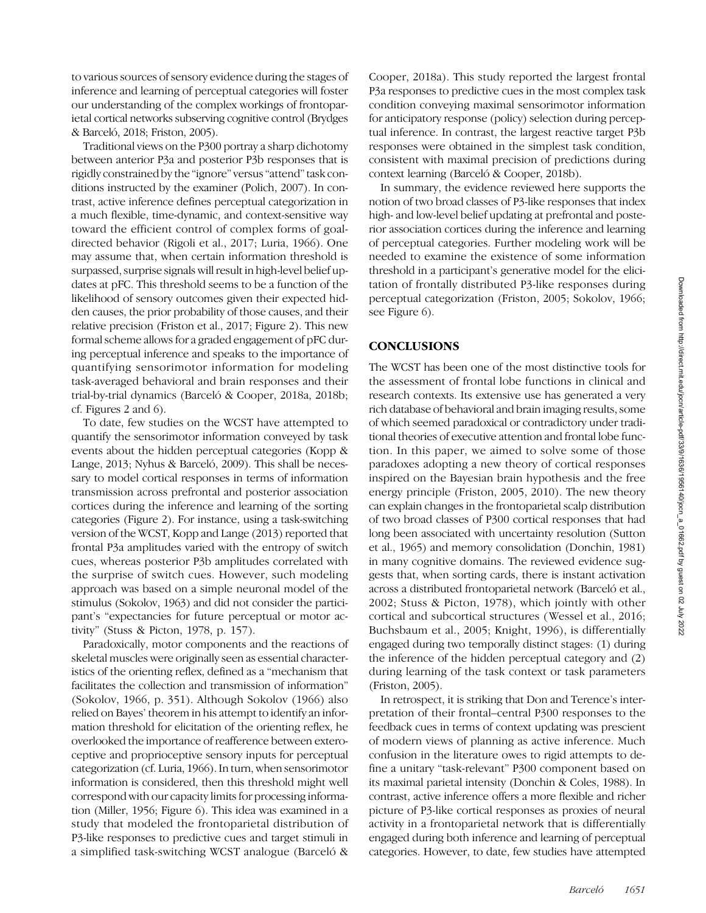to various sources of sensory evidence during the stages of inference and learning of perceptual categories will foster our understanding of the complex workings of frontoparietal cortical networks subserving cognitive control (Brydges & Barceló, 2018; Friston, 2005).

Traditional views on the P300 portray a sharp dichotomy between anterior P3a and posterior P3b responses that is rigidly constrained by the "ignore" versus "attend" task conditions instructed by the examiner (Polich, 2007). In contrast, active inference defines perceptual categorization in a much flexible, time-dynamic, and context-sensitive way toward the efficient control of complex forms of goal-directed behavior (Rigoli et al., 2017; Luria, 1966). One may assume that, when certain information threshold is surpassed, surprise signals will result in high-level belief updates at pFC. This threshold seems to be a function of the likelihood of sensory outcomes given their expected hidden causes, the prior probability of those causes, and their relative precision (Friston et al., 2017; Figure 2). This new formal scheme allows for a graded engagement of pFC during perceptual inference and speaks to the importance of quantifying sensorimotor information for modeling task-averaged behavioral and brain responses and their trial-by-trial dynamics (Barceló & Cooper, 2018a, 2018b; cf. Figures 2 and 6).

To date, few studies on the WCST have attempted to quantify the sensorimotor information conveyed by task events about the hidden perceptual categories (Kopp & Lange, 2013; Nyhus & Barceló, 2009). This shall be necessary to model cortical responses in terms of information transmission across prefrontal and posterior association cortices during the inference and learning of the sorting categories (Figure 2). For instance, using a task-switching version of the WCST, Kopp and Lange (2013) reported that frontal P3a amplitudes varied with the entropy of switch cues, whereas posterior P3b amplitudes correlated with the surprise of switch cues. However, such modeling approach was based on a simple neuronal model of the stimulus (Sokolov, 1963) and did not consider the participant's "expectancies for future perceptual or motor activity" (Stuss & Picton, 1978, p. 157).

Paradoxically, motor components and the reactions of skeletal muscles were originally seen as essential characteristics of the orienting reflex, defined as a "mechanism that facilitates the collection and transmission of information" (Sokolov, 1966, p. 351). Although Sokolov (1966) also relied on Bayes' theorem in his attempt to identify an information threshold for elicitation of the orienting reflex, he overlooked the importance of reafference between exteroceptive and proprioceptive sensory inputs for perceptual categorization (cf. Luria, 1966). In turn, when sensorimotor information is considered, then this threshold might well correspond with our capacity limits for processing information (Miller, 1956; Figure 6). This idea was examined in a study that modeled the frontoparietal distribution of P3-like responses to predictive cues and target stimuli in a simplified task-switching WCST analogue (Barceló & Cooper, 2018a). This study reported the largest frontal P3a responses to predictive cues in the most complex task condition conveying maximal sensorimotor information for anticipatory response (policy) selection during perceptual inference. In contrast, the largest reactive target P3b responses were obtained in the simplest task condition, consistent with maximal precision of predictions during context learning (Barceló & Cooper, 2018b).

In summary, the evidence reviewed here supports the notion of two broad classes of P3-like responses that index high- and low-level belief updating at prefrontal and posterior association cortices during the inference and learning of perceptual categories. Further modeling work will be needed to examine the existence of some information threshold in a participant's generative model for the elicitation of frontally distributed P3-like responses during perceptual categorization (Friston, 2005; Sokolov, 1966; see Figure 6).

## CONCLUSIONS

The WCST has been one of the most distinctive tools for the assessment of frontal lobe functions in clinical and research contexts. Its extensive use has generated a very rich database of behavioral and brain imaging results, some of which seemed paradoxical or contradictory under traditional theories of executive attention and frontal lobe function. In this paper, we aimed to solve some of those paradoxes adopting a new theory of cortical responses inspired on the Bayesian brain hypothesis and the free energy principle (Friston, 2005, 2010). The new theory can explain changes in the frontoparietal scalp distribution of two broad classes of P300 cortical responses that had long been associated with uncertainty resolution (Sutton et al., 1965) and memory consolidation (Donchin, 1981) in many cognitive domains. The reviewed evidence suggests that, when sorting cards, there is instant activation across a distributed frontoparietal network (Barceló et al., 2002; Stuss & Picton, 1978), which jointly with other cortical and subcortical structures (Wessel et al., 2016; Buchsbaum et al., 2005; Knight, 1996), is differentially engaged during two temporally distinct stages: (1) during the inference of the hidden perceptual category and (2) during learning of the task context or task parameters (Friston, 2005).

In retrospect, it is striking that Don and Terence's interpretation of their frontal–central P300 responses to the feedback cues in terms of context updating was prescient of modern views of planning as active inference. Much confusion in the literature owes to rigid attempts to define a unitary "task-relevant" P300 component based on its maximal parietal intensity (Donchin & Coles, 1988). In contrast, active inference offers a more flexible and richer picture of P3-like cortical responses as proxies of neural activity in a frontoparietal network that is differentially engaged during both inference and learning of perceptual categories. However, to date, few studies have attempted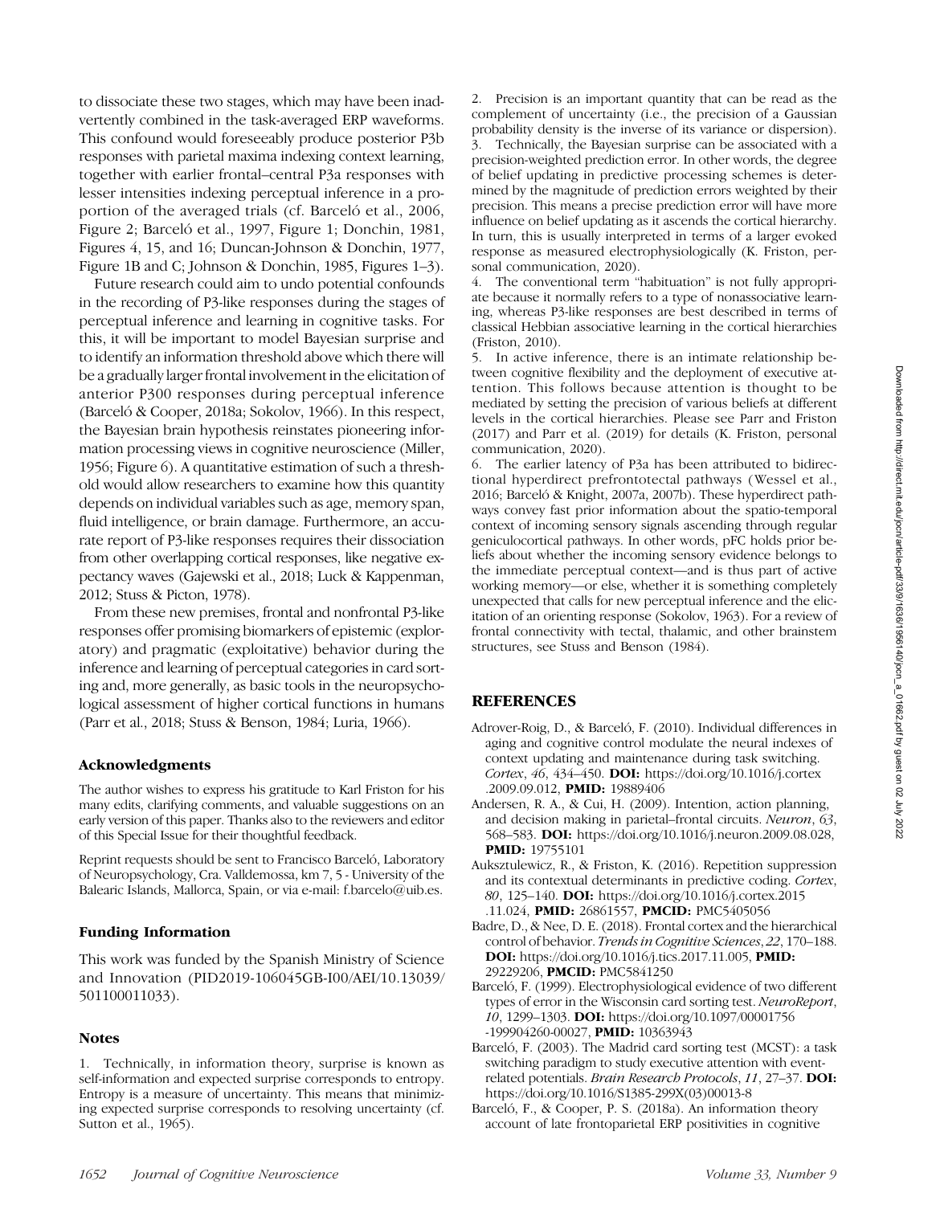to dissociate these two stages, which may have been inadvertently combined in the task-averaged ERP waveforms. This confound would foreseeably produce posterior P3b responses with parietal maxima indexing context learning, together with earlier frontal–central P3a responses with lesser intensities indexing perceptual inference in a proportion of the averaged trials (cf. Barceló et al., 2006, Figure 2; Barceló et al., 1997, Figure 1; Donchin, 1981, Figures 4, 15, and 16; Duncan-Johnson & Donchin, 1977, Figure 1B and C; Johnson & Donchin, 1985, Figures 1–3).

Future research could aim to undo potential confounds in the recording of P3-like responses during the stages of perceptual inference and learning in cognitive tasks. For this, it will be important to model Bayesian surprise and to identify an information threshold above which there will be a gradually larger frontal involvement in the elicitation of anterior P300 responses during perceptual inference (Barceló & Cooper, 2018a; Sokolov, 1966). In this respect, the Bayesian brain hypothesis reinstates pioneering information processing views in cognitive neuroscience (Miller, 1956; Figure 6). A quantitative estimation of such a threshold would allow researchers to examine how this quantity depends on individual variables such as age, memory span, fluid intelligence, or brain damage. Furthermore, an accurate report of P3-like responses requires their dissociation from other overlapping cortical responses, like negative expectancy waves (Gajewski et al., 2018; Luck & Kappenman, 2012; Stuss & Picton, 1978).

From these new premises, frontal and nonfrontal P3-like responses offer promising biomarkers of epistemic (exploratory) and pragmatic (exploitative) behavior during the inference and learning of perceptual categories in card sorting and, more generally, as basic tools in the neuropsychological assessment of higher cortical functions in humans (Parr et al., 2018; Stuss & Benson, 1984; Luria, 1966).

### Acknowledgments

The author wishes to express his gratitude to Karl Friston for his many edits, clarifying comments, and valuable suggestions on an early version of this paper. Thanks also to the reviewers and editor of this Special Issue for their thoughtful feedback.

Reprint requests should be sent to Francisco Barceló, Laboratory of Neuropsychology, Cra. Valldemossa, km 7, 5 - University of the Balearic Islands, Mallorca, Spain, or via e-mail: f.barcelo@uib.es.

### Funding Information

This work was funded by the Spanish Ministry of Science and Innovation (PID2019-106045GB-I00/AEI/10.13039/501100011033).

### Notes

1. Technically, in information theory, surprise is known as self-information and expected surprise corresponds to entropy. Entropy is a measure of uncertainty. This means that minimizing expected surprise corresponds to resolving uncertainty (cf. Sutton et al., 1965).
2. Precision is an important quantity that can be read as the complement of uncertainty (i.e., the precision of a Gaussian probability density is the inverse of its variance or dispersion).
3. Technically, the Bayesian surprise can be associated with a precision-weighted prediction error. In other words, the degree of belief updating in predictive processing schemes is determined by the magnitude of prediction errors weighted by their precision. This means a precise prediction error will have more influence on belief updating as it ascends the cortical hierarchy. In turn, this is usually interpreted in terms of a larger evoked response as measured electrophysiologically (K. Friston, personal communication, 2020).
4. The conventional term "habituation" is not fully appropriate because it normally refers to a type of nonassociative learning, whereas P3-like responses are best described in terms of classical Hebbian associative learning in the cortical hierarchies (Friston, 2010).
5. In active inference, there is an intimate relationship between cognitive flexibility and the deployment of executive attention. This follows because attention is thought to be mediated by setting the precision of various beliefs at different levels in the cortical hierarchies. Please see Parr and Friston (2017) and Parr et al. (2019) for details (K. Friston, personal communication, 2020).
6. The earlier latency of P3a has been attributed to bidirectional hyperdirect prefrontotectal pathways (Wessel et al., 2016; Barceló & Knight, 2007a, 2007b). These hyperdirect pathways convey fast prior information about the spatio-temporal context of incoming sensory signals ascending through regular geniculocortical pathways. In other words, pFC holds prior beliefs about whether the incoming sensory evidence belongs to the immediate perceptual context—and is thus part of active working memory—or else, whether it is something completely unexpected that calls for new perceptual inference and the elicitation of an orienting response (Sokolov, 1963). For a review of frontal connectivity with tectal, thalamic, and other brainstem structures, see Stuss and Benson (1984).

## REFERENCES

Adrover-Roig, D., & Barceló, F. (2010). Individual differences in aging and cognitive control modulate the neural indexes of context updating and maintenance during task switching. *Cortex*, *46*, 434–450. **DOI:** https://doi.org/10.1016/j.cortex.2009.09.012, **PMID:** 19889406

Andersen, R. A., & Cui, H. (2009). Intention, action planning, and decision making in parietal–frontal circuits. *Neuron*, *63*, 568–583. **DOI:** https://doi.org/10.1016/j.neuron.2009.08.028, **PMID:** 19755101

Auksztulewicz, R., & Friston, K. (2016). Repetition suppression and its contextual determinants in predictive coding. *Cortex*, *80*, 125–140. **DOI:** https://doi.org/10.1016/j.cortex.2015.11.024, **PMID:** 26861557, **PMCID:** PMC5405056

Badre, D., & Nee, D. E. (2018). Frontal cortex and the hierarchical control of behavior. *Trends in Cognitive Sciences*, *22*, 170–188. **DOI:** https://doi.org/10.1016/j.tics.2017.11.005, **PMID:** 29229206, **PMCID:** PMC5841250

Barceló, F. (1999). Electrophysiological evidence of two different types of error in the Wisconsin card sorting test. *NeuroReport*, *10*, 1299–1303. **DOI:** https://doi.org/10.1097/00001756-199904260-00027, **PMID:** 10363943

Barceló, F. (2003). The Madrid card sorting test (MCST): a task switching paradigm to study executive attention with event-related potentials. *Brain Research Protocols*, *11*, 27–37. **DOI:** https://doi.org/10.1016/S1385-299X(03)00013-8

Barceló, F., & Cooper, P. S. (2018a). An information theory account of late frontoparietal ERP positivities in cognitive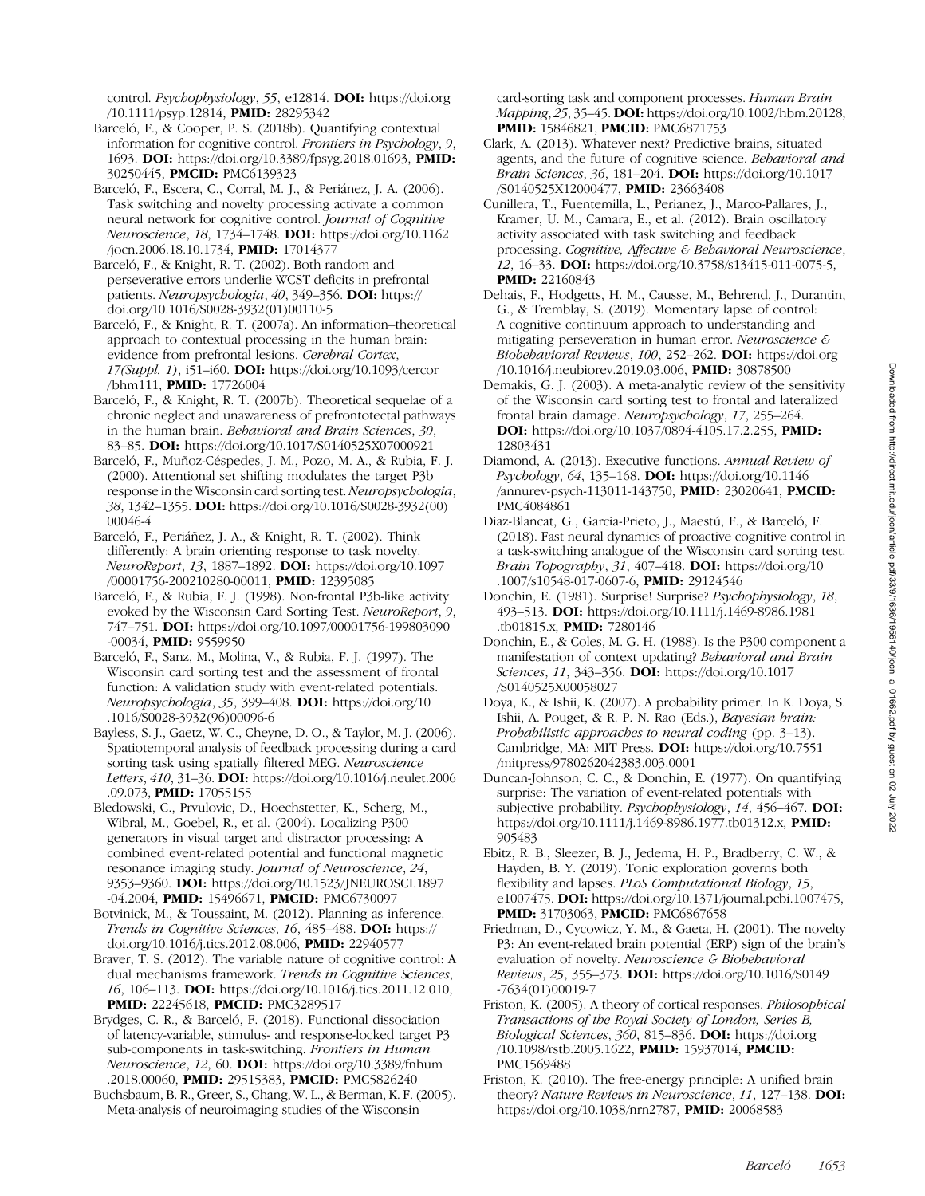control. *Psychophysiology*, *55*, e12814. **DOI:** https://doi.org/10.1111/psyp.12814, **PMID:** 28295342

Barceló, F., & Cooper, P. S. (2018b). Quantifying contextual information for cognitive control. *Frontiers in Psychology*, *9*, 1693. **DOI:** https://doi.org/10.3389/fpsyg.2018.01693, **PMID:** 30250445, **PMCID:** PMC6139323

Barceló, F., Escera, C., Corral, M. J., & Periánez, J. A. (2006). Task switching and novelty processing activate a common neural network for cognitive control. *Journal of Cognitive Neuroscience*, *18*, 1734–1748. **DOI:** https://doi.org/10.1162/jocn.2006.18.10.1734, **PMID:** 17014377

Barceló, F., & Knight, R. T. (2002). Both random and perseverative errors underlie WCST deficits in prefrontal patients. *Neuropsychologia*, *40*, 349–356. **DOI:** https://doi.org/10.1016/S0028-3932(01)00110-5

Barceló, F., & Knight, R. T. (2007a). An information–theoretical approach to contextual processing in the human brain: evidence from prefrontal lesions. *Cerebral Cortex*, *17(Suppl. 1)*, i51–i60. **DOI:** https://doi.org/10.1093/cercor/bhm111, **PMID:** 17726004

Barceló, F., & Knight, R. T. (2007b). Theoretical sequelae of a chronic neglect and unawareness of prefrontotectal pathways in the human brain. *Behavioral and Brain Sciences*, *30*, 83–85. **DOI:** https://doi.org/10.1017/S0140525X07000921

Barceló, F., Muñoz-Céspedes, J. M., Pozo, M. A., & Rubia, F. J. (2000). Attentional set shifting modulates the target P3b response in the Wisconsin card sorting test. *Neuropsychologia*, *38*, 1342–1355. **DOI:** https://doi.org/10.1016/S0028-3932(00)00046-4

Barceló, F., Periáñez, J. A., & Knight, R. T. (2002). Think differently: A brain orienting response to task novelty. *NeuroReport*, *13*, 1887–1892. **DOI:** https://doi.org/10.1097/00001756-200210280-00011, **PMID:** 12395085

Barceló, F., & Rubia, F. J. (1998). Non-frontal P3b-like activity evoked by the Wisconsin Card Sorting Test. *NeuroReport*, *9*, 747–751. **DOI:** https://doi.org/10.1097/00001756-199803090-00034, **PMID:** 9559950

Barceló, F., Sanz, M., Molina, V., & Rubia, F. J. (1997). The Wisconsin card sorting test and the assessment of frontal function: A validation study with event-related potentials. *Neuropsychologia*, *35*, 399–408. **DOI:** https://doi.org/10.1016/S0028-3932(96)00096-6

Bayless, S. J., Gaetz, W. C., Cheyne, D. O., & Taylor, M. J. (2006). Spatiotemporal analysis of feedback processing during a card sorting task using spatially filtered MEG. *Neuroscience Letters*, *410*, 31–36. **DOI:** https://doi.org/10.1016/j.neulet.2006.09.073, **PMID:** 17055155

Bledowski, C., Prvulovic, D., Hoechstetter, K., Scherg, M., Wibral, M., Goebel, R., et al. (2004). Localizing P300 generators in visual target and distractor processing: A combined event-related potential and functional magnetic resonance imaging study. *Journal of Neuroscience*, *24*, 9353–9360. **DOI:** https://doi.org/10.1523/JNEUROSCI.1897-04.2004, **PMID:** 15496671, **PMCID:** PMC6730097

Botvinick, M., & Toussaint, M. (2012). Planning as inference. *Trends in Cognitive Sciences*, *16*, 485–488. **DOI:** https://doi.org/10.1016/j.tics.2012.08.006, **PMID:** 22940577

Braver, T. S. (2012). The variable nature of cognitive control: A dual mechanisms framework. *Trends in Cognitive Sciences*, *16*, 106–113. **DOI:** https://doi.org/10.1016/j.tics.2011.12.010, **PMID:** 22245618, **PMCID:** PMC3289517

Brydges, C. R., & Barceló, F. (2018). Functional dissociation of latency-variable, stimulus- and response-locked target P3 sub-components in task-switching. *Frontiers in Human Neuroscience*, *12*, 60. **DOI:** https://doi.org/10.3389/fnhum.2018.00060, **PMID:** 29515383, **PMCID:** PMC5826240

Buchsbaum, B. R., Greer, S., Chang, W. L., & Berman, K. F. (2005). Meta-analysis of neuroimaging studies of the Wisconsin card-sorting task and component processes. *Human Brain Mapping*, *25*, 35–45. **DOI:** https://doi.org/10.1002/hbm.20128, **PMID:** 15846821, **PMCID:** PMC6871753

Clark, A. (2013). Whatever next? Predictive brains, situated agents, and the future of cognitive science. *Behavioral and Brain Sciences*, *36*, 181–204. **DOI:** https://doi.org/10.1017/S0140525X12000477, **PMID:** 23663408

Cunillera, T., Fuentemilla, L., Perianez, J., Marco-Pallares, J., Kramer, U. M., Camara, E., et al. (2012). Brain oscillatory activity associated with task switching and feedback processing. *Cognitive, Affective & Behavioral Neuroscience*, *12*, 16–33. **DOI:** https://doi.org/10.3758/s13415-011-0075-5, **PMID:** 22160843

Dehais, F., Hodgetts, H. M., Causse, M., Behrend, J., Durantin, G., & Tremblay, S. (2019). Momentary lapse of control: A cognitive continuum approach to understanding and mitigating perseveration in human error. *Neuroscience & Biobehavioral Reviews*, *100*, 252–262. **DOI:** https://doi.org/10.1016/j.neubiorev.2019.03.006, **PMID:** 30878500

Demakis, G. J. (2003). A meta-analytic review of the sensitivity of the Wisconsin card sorting test to frontal and lateralized frontal brain damage. *Neuropsychology*, *17*, 255–264. **DOI:** https://doi.org/10.1037/0894-4105.17.2.255, **PMID:** 12803431

Diamond, A. (2013). Executive functions. *Annual Review of Psychology*, *64*, 135–168. **DOI:** https://doi.org/10.1146/annurev-psych-113011-143750, **PMID:** 23020641, **PMCID:** PMC4084861

Diaz-Blancat, G., Garcia-Prieto, J., Maestú, F., & Barceló, F. (2018). Fast neural dynamics of proactive cognitive control in a task-switching analogue of the Wisconsin card sorting test. *Brain Topography*, *31*, 407–418. **DOI:** https://doi.org/10.1007/s10548-017-0607-6, **PMID:** 29124546

Donchin, E. (1981). Surprise! Surprise? *Psychophysiology*, *18*, 493–513. **DOI:** https://doi.org/10.1111/j.1469-8986.1981.tb01815.x, **PMID:** 7280146

Donchin, E., & Coles, M. G. H. (1988). Is the P300 component a manifestation of context updating? *Behavioral and Brain Sciences*, *11*, 343–356. **DOI:** https://doi.org/10.1017/S0140525X00058027

Doya, K., & Ishii, K. (2007). A probability primer. In K. Doya, S. Ishii, A. Pouget, & R. P. N. Rao (Eds.), *Bayesian brain: Probabilistic approaches to neural coding* (pp. 3–13). Cambridge, MA: MIT Press. **DOI:** https://doi.org/10.7551/mitpress/9780262042383.003.0001

Duncan-Johnson, C. C., & Donchin, E. (1977). On quantifying surprise: The variation of event-related potentials with subjective probability. *Psychophysiology*, *14*, 456–467. **DOI:** https://doi.org/10.1111/j.1469-8986.1977.tb01312.x, **PMID:** 905483

Ebitz, R. B., Sleezer, B. J., Jedema, H. P., Bradberry, C. W., & Hayden, B. Y. (2019). Tonic exploration governs both flexibility and lapses. *PLoS Computational Biology*, *15*, e1007475. **DOI:** https://doi.org/10.1371/journal.pcbi.1007475, **PMID:** 31703063, **PMCID:** PMC6867658

Friedman, D., Cycowicz, Y. M., & Gaeta, H. (2001). The novelty P3: An event-related brain potential (ERP) sign of the brain's evaluation of novelty. *Neuroscience & Biobehavioral Reviews*, *25*, 355–373. **DOI:** https://doi.org/10.1016/S0149-7634(01)00019-7

Friston, K. (2005). A theory of cortical responses. *Philosophical Transactions of the Royal Society of London, Series B, Biological Sciences*, *360*, 815–836. **DOI:** https://doi.org/10.1098/rstb.2005.1622, **PMID:** 15937014, **PMCID:** PMC1569488

Friston, K. (2010). The free-energy principle: A unified brain theory? *Nature Reviews in Neuroscience*, *11*, 127–138. **DOI:** https://doi.org/10.1038/nrn2787, **PMID:** 20068583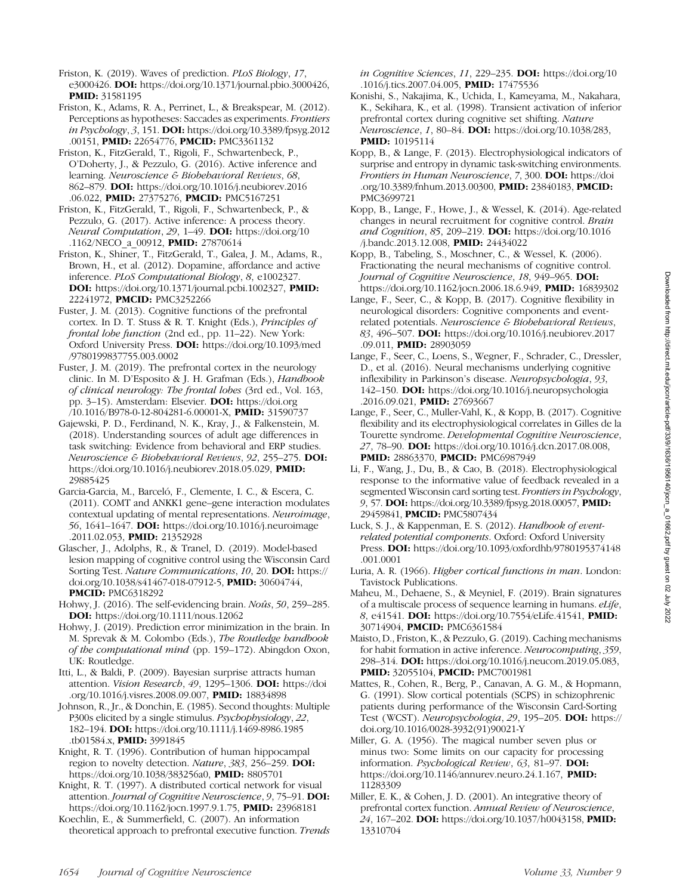Friston, K. (2019). Waves of prediction. *PLoS Biology*, *17*, e3000426. **DOI:** https://doi.org/10.1371/journal.pbio.3000426, **PMID:** 31581195

Friston, K., Adams, R. A., Perrinet, L., & Breakspear, M. (2012). Perceptions as hypotheses: Saccades as experiments. *Frontiers in Psychology*, *3*, 151. **DOI:** https://doi.org/10.3389/fpsyg.2012.00151, **PMID:** 22654776, **PMCID:** PMC3361132

Friston, K., FitzGerald, T., Rigoli, F., Schwartenbeck, P., O'Doherty, J., & Pezzulo, G. (2016). Active inference and learning. *Neuroscience & Biobehavioral Reviews*, *68*, 862–879. **DOI:** https://doi.org/10.1016/j.neubiorev.2016.06.022, **PMID:** 27375276, **PMCID:** PMC5167251

Friston, K., FitzGerald, T., Rigoli, F., Schwartenbeck, P., & Pezzulo, G. (2017). Active inference: A process theory. *Neural Computation*, *29*, 1–49. **DOI:** https://doi.org/10.1162/NECO_a_00912, **PMID:** 27870614

Friston, K., Shiner, T., FitzGerald, T., Galea, J. M., Adams, R., Brown, H., et al. (2012). Dopamine, affordance and active inference. *PLoS Computational Biology*, *8*, e1002327. **DOI:** https://doi.org/10.1371/journal.pcbi.1002327, **PMID:** 22241972, **PMCID:** PMC3252266

Fuster, J. M. (2013). Cognitive functions of the prefrontal cortex. In D. T. Stuss & R. T. Knight (Eds.), *Principles of frontal lobe function* (2nd ed., pp. 11–22). New York: Oxford University Press. **DOI:** https://doi.org/10.1093/med/9780199837755.003.0002

Fuster, J. M. (2019). The prefrontal cortex in the neurology clinic. In M. D'Esposito & J. H. Grafman (Eds.), *Handbook of clinical neurology: The frontal lobes* (3rd ed., Vol. 163, pp. 3–15). Amsterdam: Elsevier. **DOI:** https://doi.org/10.1016/B978-0-12-804281-6.00001-X, **PMID:** 31590737

Gajewski, P. D., Ferdinand, N. K., Kray, J., & Falkenstein, M. (2018). Understanding sources of adult age differences in task switching: Evidence from behavioral and ERP studies. *Neuroscience & Biobehavioral Reviews*, *92*, 255–275. **DOI:** https://doi.org/10.1016/j.neubiorev.2018.05.029, **PMID:** 29885425

Garcia-Garcia, M., Barceló, F., Clemente, I. C., & Escera, C. (2011). COMT and ANKK1 gene–gene interaction modulates contextual updating of mental representations. *Neuroimage*, *56*, 1641–1647. **DOI:** https://doi.org/10.1016/j.neuroimage.2011.02.053, **PMID:** 21352928

Glascher, J., Adolphs, R., & Tranel, D. (2019). Model-based lesion mapping of cognitive control using the Wisconsin Card Sorting Test. *Nature Communications*, *10*, 20. **DOI:** https://doi.org/10.1038/s41467-018-07912-5, **PMID:** 30604744, **PMCID:** PMC6318292

Hohwy, J. (2016). The self-evidencing brain. *Noûs*, *50*, 259–285. **DOI:** https://doi.org/10.1111/nous.12062

Hohwy, J. (2019). Prediction error minimization in the brain. In M. Sprevak & M. Colombo (Eds.), *The Routledge handbook of the computational mind* (pp. 159–172). Abingdon Oxon, UK: Routledge.

Itti, L., & Baldi, P. (2009). Bayesian surprise attracts human attention. *Vision Research*, *49*, 1295–1306. **DOI:** https://doi.org/10.1016/j.visres.2008.09.007, **PMID:** 18834898

Johnson, R., Jr., & Donchin, E. (1985). Second thoughts: Multiple P300s elicited by a single stimulus. *Psychophysiology*, *22*, 182–194. **DOI:** https://doi.org/10.1111/j.1469-8986.1985.tb01584.x, **PMID:** 3991845

Knight, R. T. (1996). Contribution of human hippocampal region to novelty detection. *Nature*, *383*, 256–259. **DOI:** https://doi.org/10.1038/383256a0, **PMID:** 8805701

Knight, R. T. (1997). A distributed cortical network for visual attention. *Journal of Cognitive Neuroscience*, *9*, 75–91. **DOI:** https://doi.org/10.1162/jocn.1997.9.1.75, **PMID:** 23968181

Koechlin, E., & Summerfield, C. (2007). An information theoretical approach to prefrontal executive function. *Trends in Cognitive Sciences*, *11*, 229–235. **DOI:** https://doi.org/10.1016/j.tics.2007.04.005, **PMID:** 17475536

Konishi, S., Nakajima, K., Uchida, I., Kameyama, M., Nakahara, K., Sekihara, K., et al. (1998). Transient activation of inferior prefrontal cortex during cognitive set shifting. *Nature Neuroscience*, *1*, 80–84. **DOI:** https://doi.org/10.1038/283, **PMID:** 10195114

Kopp, B., & Lange, F. (2013). Electrophysiological indicators of surprise and entropy in dynamic task-switching environments. *Frontiers in Human Neuroscience*, *7*, 300. **DOI:** https://doi.org/10.3389/fnhum.2013.00300, **PMID:** 23840183, **PMCID:** PMC3699721

Kopp, B., Lange, F., Howe, J., & Wessel, K. (2014). Age-related changes in neural recruitment for cognitive control. *Brain and Cognition*, *85*, 209–219. **DOI:** https://doi.org/10.1016/j.bandc.2013.12.008, **PMID:** 24434022

Kopp, B., Tabeling, S., Moschner, C., & Wessel, K. (2006). Fractionating the neural mechanisms of cognitive control. *Journal of Cognitive Neuroscience*, *18*, 949–965. **DOI:** https://doi.org/10.1162/jocn.2006.18.6.949, **PMID:** 16839302

Lange, F., Seer, C., & Kopp, B. (2017). Cognitive flexibility in neurological disorders: Cognitive components and event-related potentials. *Neuroscience & Biobehavioral Reviews*, *83*, 496–507. **DOI:** https://doi.org/10.1016/j.neubiorev.2017.09.011, **PMID:** 28903059

Lange, F., Seer, C., Loens, S., Wegner, F., Schrader, C., Dressler, D., et al. (2016). Neural mechanisms underlying cognitive inflexibility in Parkinson's disease. *Neuropsychologia*, *93*, 142–150. **DOI:** https://doi.org/10.1016/j.neuropsychologia.2016.09.021, **PMID:** 27693667

Lange, F., Seer, C., Muller-Vahl, K., & Kopp, B. (2017). Cognitive flexibility and its electrophysiological correlates in Gilles de la Tourette syndrome. *Developmental Cognitive Neuroscience*, *27*, 78–90. **DOI:** https://doi.org/10.1016/j.dcn.2017.08.008, **PMID:** 28863370, **PMCID:** PMC6987949

Li, F., Wang, J., Du, B., & Cao, B. (2018). Electrophysiological response to the informative value of feedback revealed in a segmented Wisconsin card sorting test. *Frontiers in Psychology*, *9*, 57. **DOI:** https://doi.org/10.3389/fpsyg.2018.00057, **PMID:** 29459841, **PMCID:** PMC5807434

Luck, S. J., & Kappenman, E. S. (2012). *Handbook of event-related potential components*. Oxford: Oxford University Press. **DOI:** https://doi.org/10.1093/oxfordhb/9780195374148.001.0001

Luria, A. R. (1966). *Higher cortical functions in man*. London: Tavistock Publications.

Maheu, M., Dehaene, S., & Meyniel, F. (2019). Brain signatures of a multiscale process of sequence learning in humans. *eLife*, *8*, e41541. **DOI:** https://doi.org/10.7554/eLife.41541, **PMID:** 30714904, **PMCID:** PMC6361584

Maisto, D., Friston, K., & Pezzulo, G. (2019). Caching mechanisms for habit formation in active inference. *Neurocomputing*, *359*, 298–314. **DOI:** https://doi.org/10.1016/j.neucom.2019.05.083, **PMID:** 32055104, **PMCID:** PMC7001981

Mattes, R., Cohen, R., Berg, P., Canavan, A. G. M., & Hopmann, G. (1991). Slow cortical potentials (SCPS) in schizophrenic patients during performance of the Wisconsin Card-Sorting Test (WCST). *Neuropsychologia*, *29*, 195–205. **DOI:** https://doi.org/10.1016/0028-3932(91)90021-Y

Miller, G. A. (1956). The magical number seven plus or minus two: Some limits on our capacity for processing information. *Psychological Review*, *63*, 81–97. **DOI:** https://doi.org/10.1146/annurev.neuro.24.1.167, **PMID:** 11283309

Miller, E. K., & Cohen, J. D. (2001). An integrative theory of prefrontal cortex function. *Annual Review of Neuroscience*, *24*, 167–202. **DOI:** https://doi.org/10.1037/h0043158, **PMID:** 13310704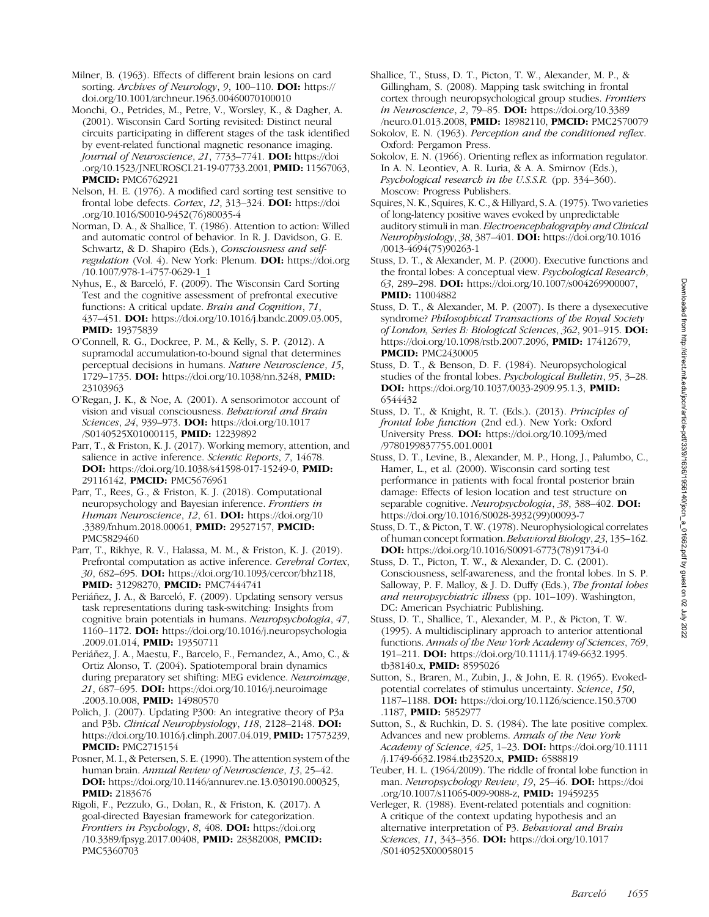Milner, B. (1963). Effects of different brain lesions on card sorting. *Archives of Neurology*, *9*, 100–110. **DOI:** https://doi.org/10.1001/archneur.1963.00460070100010

Monchi, O., Petrides, M., Petre, V., Worsley, K., & Dagher, A. (2001). Wisconsin Card Sorting revisited: Distinct neural circuits participating in different stages of the task identified by event-related functional magnetic resonance imaging. *Journal of Neuroscience*, *21*, 7733–7741. **DOI:** https://doi.org/10.1523/JNEUROSCI.21-19-07733.2001, **PMID:** 11567063, **PMCID:** PMC6762921

Nelson, H. E. (1976). A modified card sorting test sensitive to frontal lobe defects. *Cortex*, *12*, 313–324. **DOI:** https://doi.org/10.1016/S0010-9452(76)80035-4

Norman, D. A., & Shallice, T. (1986). Attention to action: Willed and automatic control of behavior. In R. J. Davidson, G. E. Schwartz, & D. Shapiro (Eds.), *Consciousness and self-regulation* (Vol. 4). New York: Plenum. **DOI:** https://doi.org/10.1007/978-1-4757-0629-1_1

Nyhus, E., & Barceló, F. (2009). The Wisconsin Card Sorting Test and the cognitive assessment of prefrontal executive functions: A critical update. *Brain and Cognition*, *71*, 437–451. **DOI:** https://doi.org/10.1016/j.bandc.2009.03.005, **PMID:** 19375839

O'Connell, R. G., Dockree, P. M., & Kelly, S. P. (2012). A supramodal accumulation-to-bound signal that determines perceptual decisions in humans. *Nature Neuroscience*, *15*, 1729–1735. **DOI:** https://doi.org/10.1038/nn.3248, **PMID:** 23103963

O'Regan, J. K., & Noe, A. (2001). A sensorimotor account of vision and visual consciousness. *Behavioral and Brain Sciences*, *24*, 939–973. **DOI:** https://doi.org/10.1017/S0140525X01000115, **PMID:** 12239892

Parr, T., & Friston, K. J. (2017). Working memory, attention, and salience in active inference. *Scientic Reports*, *7*, 14678. **DOI:** https://doi.org/10.1038/s41598-017-15249-0, **PMID:** 29116142, **PMCID:** PMC5676961

Parr, T., Rees, G., & Friston, K. J. (2018). Computational neuropsychology and Bayesian inference. *Frontiers in Human Neuroscience*, *12*, 61. **DOI:** https://doi.org/10.3389/fnhum.2018.00061, **PMID:** 29527157, **PMCID:** PMC5829460

Parr, T., Rikhye, R. V., Halassa, M. M., & Friston, K. J. (2019). Prefrontal computation as active inference. *Cerebral Cortex*, *30*, 682–695. **DOI:** https://doi.org/10.1093/cercor/bhz118, **PMID:** 31298270, **PMCID:** PMC7444741

Periáñez, J. A., & Barceló, F. (2009). Updating sensory versus task representations during task-switching: Insights from cognitive brain potentials in humans. *Neuropsychologia*, *47*, 1160–1172. **DOI:** https://doi.org/10.1016/j.neuropsychologia.2009.01.014, **PMID:** 19350711

Periáñez, J. A., Maestu, F., Barcelo, F., Fernandez, A., Amo, C., & Ortiz Alonso, T. (2004). Spatiotemporal brain dynamics during preparatory set shifting: MEG evidence. *Neuroimage*, *21*, 687–695. **DOI:** https://doi.org/10.1016/j.neuroimage.2003.10.008, **PMID:** 14980570

Polich, J. (2007). Updating P300: An integrative theory of P3a and P3b. *Clinical Neurophysiology*, *118*, 2128–2148. **DOI:** https://doi.org/10.1016/j.clinph.2007.04.019, **PMID:** 17573239, **PMCID:** PMC2715154

Posner, M. I., & Petersen, S. E. (1990). The attention system of the human brain. *Annual Review of Neuroscience*, *13*, 25–42. **DOI:** https://doi.org/10.1146/annurev.ne.13.030190.000325, **PMID:** 2183676

Rigoli, F., Pezzulo, G., Dolan, R., & Friston, K. (2017). A goal-directed Bayesian framework for categorization. *Frontiers in Psychology*, *8*, 408. **DOI:** https://doi.org/10.3389/fpsyg.2017.00408, **PMID:** 28382008, **PMCID:** PMC5360703

Shallice, T., Stuss, D. T., Picton, T. W., Alexander, M. P., & Gillingham, S. (2008). Mapping task switching in frontal cortex through neuropsychological group studies. *Frontiers in Neuroscience*, *2*, 79–85. **DOI:** https://doi.org/10.3389/neuro.01.013.2008, **PMID:** 18982110, **PMCID:** PMC2570079

Sokolov, E. N. (1963). *Perception and the conditioned reflex*. Oxford: Pergamon Press.

Sokolov, E. N. (1966). Orienting reflex as information regulator. In A. N. Leontiev, A. R. Luria, & A. A. Smirnov (Eds.), *Psychological research in the U.S.S.R.* (pp. 334–360). Moscow: Progress Publishers.

Squires, N. K., Squires, K. C., & Hillyard, S. A. (1975). Two varieties of long-latency positive waves evoked by unpredictable auditory stimuli in man. *Electroencephalography and Clinical Neurophysiology*, *38*, 387–401. **DOI:** https://doi.org/10.1016/0013-4694(75)90263-1

Stuss, D. T., & Alexander, M. P. (2000). Executive functions and the frontal lobes: A conceptual view. *Psychological Research*, *63*, 289–298. **DOI:** https://doi.org/10.1007/s004269900007, **PMID:** 11004882

Stuss, D. T., & Alexander, M. P. (2007). Is there a dysexecutive syndrome? *Philosophical Transactions of the Royal Society of London, Series B: Biological Sciences*, *362*, 901–915. **DOI:** https://doi.org/10.1098/rstb.2007.2096, **PMID:** 17412679, **PMCID:** PMC2430005

Stuss, D. T., & Benson, D. F. (1984). Neuropsychological studies of the frontal lobes. *Psychological Bulletin*, *95*, 3–28. **DOI:** https://doi.org/10.1037/0033-2909.95.1.3, **PMID:** 6544432

Stuss, D. T., & Knight, R. T. (Eds.). (2013). *Principles of frontal lobe function* (2nd ed.). New York: Oxford University Press. **DOI:** https://doi.org/10.1093/med/9780199837755.001.0001

Stuss, D. T., Levine, B., Alexander, M. P., Hong, J., Palumbo, C., Hamer, L., et al. (2000). Wisconsin card sorting test performance in patients with focal frontal posterior brain damage: Effects of lesion location and test structure on separable cognitive. *Neuropsychologia*, *38*, 388–402. **DOI:** https://doi.org/10.1016/S0028-3932(99)00093-7

Stuss, D. T., & Picton, T. W. (1978). Neurophysiological correlates of human concept formation. *Behavioral Biology*, *23*, 135–162. **DOI:** https://doi.org/10.1016/S0091-6773(78)91734-0

Stuss, D. T., Picton, T. W., & Alexander, D. C. (2001). Consciousness, self-awareness, and the frontal lobes. In S. P. Salloway, P. F. Malloy, & J. D. Duffy (Eds.), *The frontal lobes and neuropsychiatric illness* (pp. 101–109). Washington, DC: American Psychiatric Publishing.

Stuss, D. T., Shallice, T., Alexander, M. P., & Picton, T. W. (1995). A multidisciplinary approach to anterior attentional functions. *Annals of the New York Academy of Sciences*, *769*, 191–211. **DOI:** https://doi.org/10.1111/j.1749-6632.1995.tb38140.x, **PMID:** 8595026

Sutton, S., Braren, M., Zubin, J., & John, E. R. (1965). Evoked-potential correlates of stimulus uncertainty. *Science*, *150*, 1187–1188. **DOI:** https://doi.org/10.1126/science.150.3700.1187, **PMID:** 5852977

Sutton, S., & Ruchkin, D. S. (1984). The late positive complex. Advances and new problems. *Annals of the New York Academy of Science*, *425*, 1–23. **DOI:** https://doi.org/10.1111/j.1749-6632.1984.tb23520.x, **PMID:** 6588819

Teuber, H. L. (1964/2009). The riddle of frontal lobe function in man. *Neuropsychology Review*, *19*, 25–46. **DOI:** https://doi.org/10.1007/s11065-009-9088-z, **PMID:** 19459235

Verleger, R. (1988). Event-related potentials and cognition: A critique of the context updating hypothesis and an alternative interpretation of P3. *Behavioral and Brain Sciences*, *11*, 343–356. **DOI:** https://doi.org/10.1017/S0140525X00058015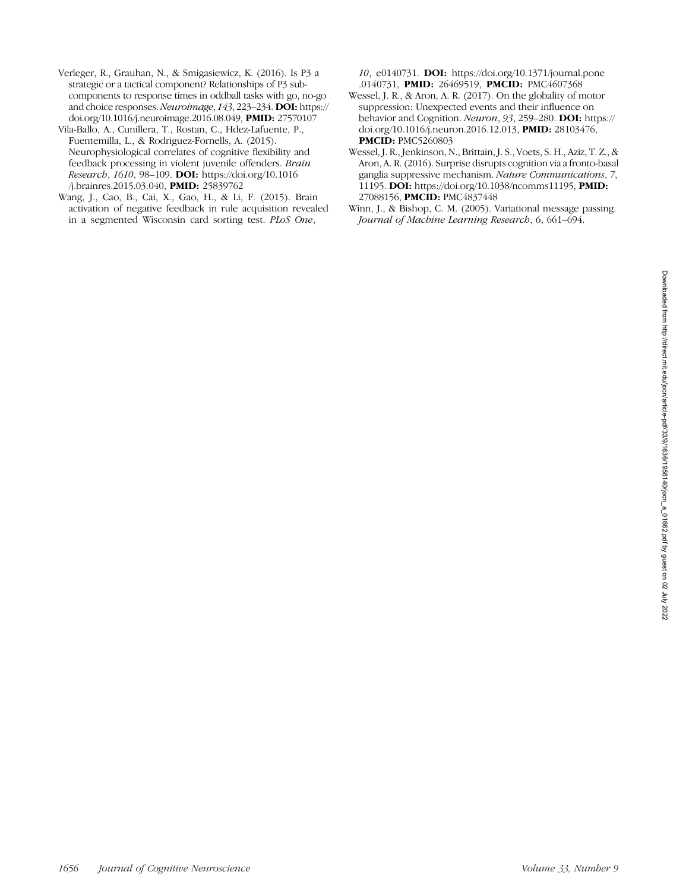Verleger, R., Grauhan, N., & Smigasiewicz, K. (2016). Is P3 a strategic or a tactical component? Relationships of P3 sub-components to response times in oddball tasks with go, no-go and choice responses. *Neuroimage*, *143*, 223–234. **DOI:** https://doi.org/10.1016/j.neuroimage.2016.08.049, **PMID:** 27570107

Vila-Ballo, A., Cunillera, T., Rostan, C., Hdez-Lafuente, P., Fuentemilla, L., & Rodriguez-Fornells, A. (2015). Neurophysiological correlates of cognitive flexibility and feedback processing in violent juvenile offenders. *Brain Research*, *1610*, 98–109. **DOI:** https://doi.org/10.1016/j.brainres.2015.03.040, **PMID:** 25839762

Wang, J., Cao, B., Cai, X., Gao, H., & Li, F. (2015). Brain activation of negative feedback in rule acquisition revealed in a segmented Wisconsin card sorting test. *PLoS One*, *10*, e0140731. **DOI:** https://doi.org/10.1371/journal.pone.0140731, **PMID:** 26469519, **PMCID:** PMC4607368

Wessel, J. R., & Aron, A. R. (2017). On the globality of motor suppression: Unexpected events and their influence on behavior and Cognition. *Neuron*, *93*, 259–280. **DOI:** https://doi.org/10.1016/j.neuron.2016.12.013, **PMID:** 28103476, **PMCID:** PMC5260803

Wessel, J. R., Jenkinson, N., Brittain, J. S., Voets, S. H., Aziz, T. Z., & Aron, A. R. (2016). Surprise disrupts cognition via a fronto-basal ganglia suppressive mechanism. *Nature Communications*, *7*, 11195. **DOI:** https://doi.org/10.1038/ncomms11195, **PMID:** 27088156, **PMCID:** PMC4837448

Winn, J., & Bishop, C. M. (2005). Variational message passing. *Journal of Machine Learning Research*, *6*, 661–694.